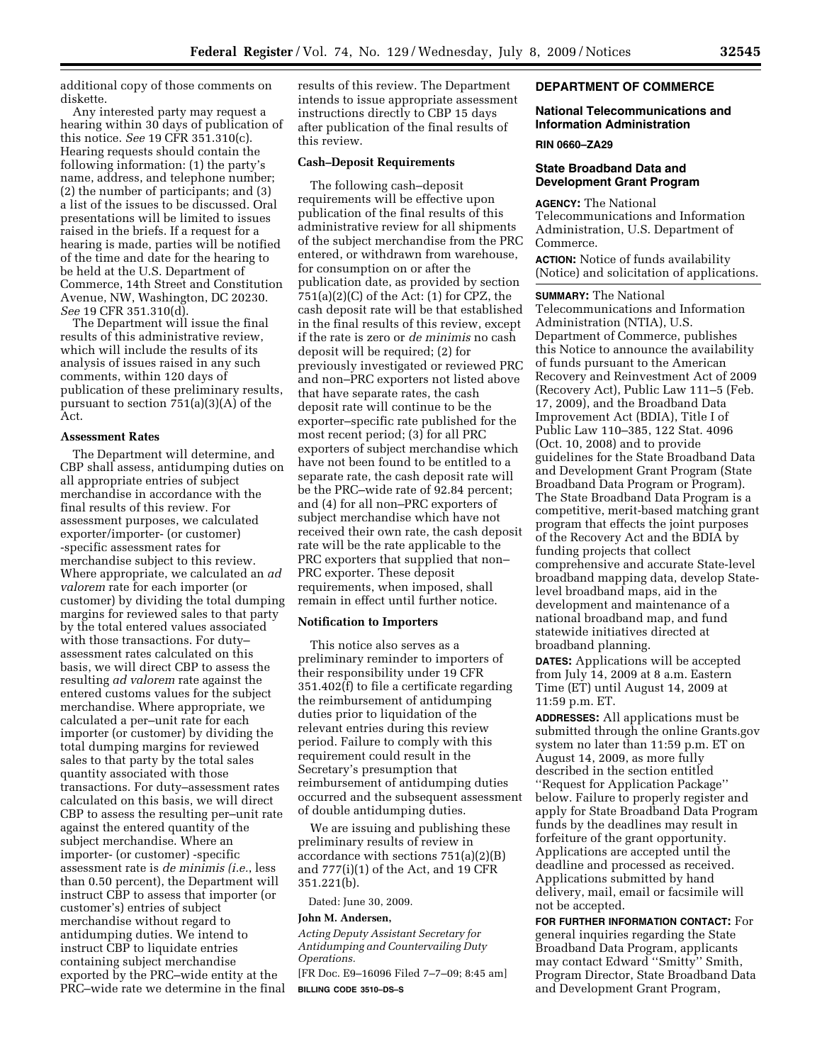additional copy of those comments on diskette.

Any interested party may request a hearing within 30 days of publication of this notice. *See* 19 CFR 351.310(c). Hearing requests should contain the following information: (1) the party's name, address, and telephone number; (2) the number of participants; and (3) a list of the issues to be discussed. Oral presentations will be limited to issues raised in the briefs. If a request for a hearing is made, parties will be notified of the time and date for the hearing to be held at the U.S. Department of Commerce, 14th Street and Constitution Avenue, NW, Washington, DC 20230. *See* 19 CFR 351.310(d).

The Department will issue the final results of this administrative review, which will include the results of its analysis of issues raised in any such comments, within 120 days of publication of these preliminary results, pursuant to section 751(a)(3)(A) of the Act.

**Assessment Rates**

The Department will determine, and CBP shall assess, antidumping duties on all appropriate entries of subject merchandise in accordance with the final results of this review. For assessment purposes, we calculated exporter/importer- (or customer) -specific assessment rates for merchandise subject to this review. Where appropriate, we calculated an *ad valorem* rate for each importer (or customer) by dividing the total dumping margins for reviewed sales to that party by the total entered values associated with those transactions. For duty–assessment rates calculated on this basis, we will direct CBP to assess the resulting *ad valorem* rate against the entered customs values for the subject merchandise. Where appropriate, we calculated a per–unit rate for each importer (or customer) by dividing the total dumping margins for reviewed sales to that party by the total sales quantity associated with those transactions. For duty–assessment rates calculated on this basis, we will direct CBP to assess the resulting per–unit rate against the entered quantity of the subject merchandise. Where an importer- (or customer) -specific assessment rate is *de minimis (i.e.*, less than 0.50 percent), the Department will instruct CBP to assess that importer (or customer's) entries of subject merchandise without regard to antidumping duties. We intend to instruct CBP to liquidate entries containing subject merchandise exported by the PRC–wide entity at the PRC–wide rate we determine in the final results of this review. The Department intends to issue appropriate assessment instructions directly to CBP 15 days after publication of the final results of this review.

**Cash–Deposit Requirements**

The following cash–deposit requirements will be effective upon publication of the final results of this administrative review for all shipments of the subject merchandise from the PRC entered, or withdrawn from warehouse, for consumption on or after the publication date, as provided by section 751(a)(2)(C) of the Act: (1) for CPZ, the cash deposit rate will be that established in the final results of this review, except if the rate is zero or *de minimis* no cash deposit will be required; (2) for previously investigated or reviewed PRC and non–PRC exporters not listed above that have separate rates, the cash deposit rate will continue to be the exporter–specific rate published for the most recent period; (3) for all PRC exporters of subject merchandise which have not been found to be entitled to a separate rate, the cash deposit rate will be the PRC–wide rate of 92.84 percent; and (4) for all non–PRC exporters of subject merchandise which have not received their own rate, the cash deposit rate will be the rate applicable to the PRC exporters that supplied that non–PRC exporter. These deposit requirements, when imposed, shall remain in effect until further notice.

**Notification to Importers**

This notice also serves as a preliminary reminder to importers of their responsibility under 19 CFR 351.402(f) to file a certificate regarding the reimbursement of antidumping duties prior to liquidation of the relevant entries during this review period. Failure to comply with this requirement could result in the Secretary's presumption that reimbursement of antidumping duties occurred and the subsequent assessment of double antidumping duties.

We are issuing and publishing these preliminary results of review in accordance with sections 751(a)(2)(B) and 777(i)(1) of the Act, and 19 CFR 351.221(b).

Dated: June 30, 2009.

**John M. Andersen,**

*Acting Deputy Assistant Secretary for Antidumping and Countervailing Duty Operations.*

[FR Doc. E9–16096 Filed 7–7–09; 8:45 am]

**BILLING CODE 3510–DS–S**

## DEPARTMENT OF COMMERCE

### National Telecommunications and Information Administration

**RIN 0660–ZA29**

### State Broadband Data and Development Grant Program

**AGENCY:** The National Telecommunications and Information Administration, U.S. Department of Commerce.

**ACTION:** Notice of funds availability (Notice) and solicitation of applications.

**SUMMARY:** The National Telecommunications and Information Administration (NTIA), U.S. Department of Commerce, publishes this Notice to announce the availability of funds pursuant to the American Recovery and Reinvestment Act of 2009 (Recovery Act), Public Law 111–5 (Feb. 17, 2009), and the Broadband Data Improvement Act (BDIA), Title I of Public Law 110–385, 122 Stat. 4096 (Oct. 10, 2008) and to provide guidelines for the State Broadband Data and Development Grant Program (State Broadband Data Program or Program). The State Broadband Data Program is a competitive, merit-based matching grant program that effects the joint purposes of the Recovery Act and the BDIA by funding projects that collect comprehensive and accurate State-level broadband mapping data, develop State-level broadband maps, aid in the development and maintenance of a national broadband map, and fund statewide initiatives directed at broadband planning.

**DATES:** Applications will be accepted from July 14, 2009 at 8 a.m. Eastern Time (ET) until August 14, 2009 at 11:59 p.m. ET.

**ADDRESSES:** All applications must be submitted through the online Grants.gov system no later than 11:59 p.m. ET on August 14, 2009, as more fully described in the section entitled ''Request for Application Package'' below. Failure to properly register and apply for State Broadband Data Program funds by the deadlines may result in forfeiture of the grant opportunity. Applications are accepted until the deadline and processed as received. Applications submitted by hand delivery, mail, email or facsimile will not be accepted.

**FOR FURTHER INFORMATION CONTACT:** For general inquiries regarding the State Broadband Data Program, applicants may contact Edward ''Smitty'' Smith, Program Director, State Broadband Data and Development Grant Program,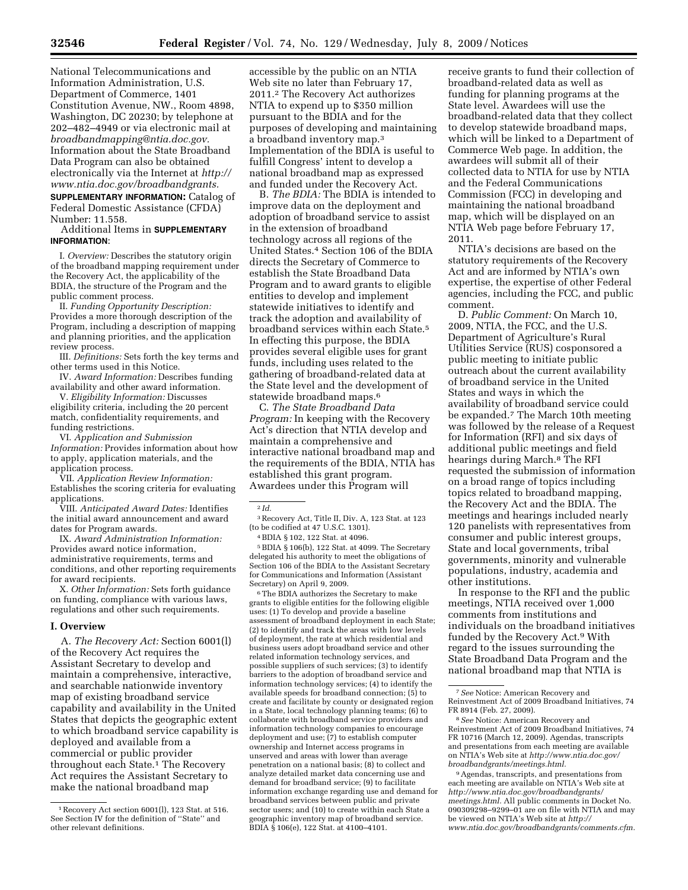National Telecommunications and Information Administration, U.S. Department of Commerce, 1401 Constitution Avenue, NW., Room 4898, Washington, DC 20230; by telephone at 202–482–4949 or via electronic mail at *broadbandmapping@ntia.doc.gov.* Information about the State Broadband Data Program can also be obtained electronically via the Internet at *http://www.ntia.doc.gov/broadbandgrants.*

**SUPPLEMENTARY INFORMATION:** Catalog of Federal Domestic Assistance (CFDA) Number: 11.558.

Additional Items in **SUPPLEMENTARY INFORMATION**:

I. *Overview:* Describes the statutory origin of the broadband mapping requirement under the Recovery Act, the applicability of the BDIA, the structure of the Program and the public comment process.

II. *Funding Opportunity Description:* Provides a more thorough description of the Program, including a description of mapping and planning priorities, and the application review process.

III. *Definitions:* Sets forth the key terms and other terms used in this Notice.

IV. *Award Information:* Describes funding availability and other award information.

V. *Eligibility Information:* Discusses eligibility criteria, including the 20 percent match, confidentiality requirements, and funding restrictions.

VI. *Application and Submission Information:* Provides information about how to apply, application materials, and the application process.

VII. *Application Review Information:* Establishes the scoring criteria for evaluating applications.

VIII. *Anticipated Award Dates:* Identifies the initial award announcement and award dates for Program awards.

IX. *Award Administration Information:* Provides award notice information, administrative requirements, terms and conditions, and other reporting requirements for award recipients.

X. *Other Information:* Sets forth guidance on funding, compliance with various laws, regulations and other such requirements.

## I. Overview

A. *The Recovery Act:* Section 6001(l) of the Recovery Act requires the Assistant Secretary to develop and maintain a comprehensive, interactive, and searchable nationwide inventory map of existing broadband service capability and availability in the United States that depicts the geographic extent to which broadband service capability is deployed and available from a commercial or public provider throughout each State.[1] The Recovery Act requires the Assistant Secretary to make the national broadband map accessible by the public on an NTIA Web site no later than February 17, 2011.[2] The Recovery Act authorizes NTIA to expend up to $350 million pursuant to the BDIA and for the purposes of developing and maintaining a broadband inventory map.[3] Implementation of the BDIA is useful to fulfill Congress' intent to develop a national broadband map as expressed and funded under the Recovery Act.

B. *The BDIA:* The BDIA is intended to improve data on the deployment and adoption of broadband service to assist in the extension of broadband technology across all regions of the United States.[4] Section 106 of the BDIA directs the Secretary of Commerce to establish the State Broadband Data Program and to award grants to eligible entities to develop and implement statewide initiatives to identify and track the adoption and availability of broadband services within each State.[5] In effecting this purpose, the BDIA provides several eligible uses for grant funds, including uses related to the gathering of broadband-related data at the State level and the development of statewide broadband maps.[6]

C. *The State Broadband Data Program:* In keeping with the Recovery Act's direction that NTIA develop and maintain a comprehensive and interactive national broadband map and the requirements of the BDIA, NTIA has established this grant program. Awardees under this Program will receive grants to fund their collection of broadband-related data as well as funding for planning programs at the State level. Awardees will use the broadband-related data that they collect to develop statewide broadband maps, which will be linked to a Department of Commerce Web page. In addition, the awardees will submit all of their collected data to NTIA for use by NTIA and the Federal Communications Commission (FCC) in developing and maintaining the national broadband map, which will be displayed on an NTIA Web page before February 17, 2011.

NTIA's decisions are based on the statutory requirements of the Recovery Act and are informed by NTIA's own expertise, the expertise of other Federal agencies, including the FCC, and public comment.

D. *Public Comment:* On March 10, 2009, NTIA, the FCC, and the U.S. Department of Agriculture's Rural Utilities Service (RUS) cosponsored a public meeting to initiate public outreach about the current availability of broadband service in the United States and ways in which the availability of broadband service could be expanded.[7] The March 10th meeting was followed by the release of a Request for Information (RFI) and six days of additional public meetings and field hearings during March.[8] The RFI requested the submission of information on a broad range of topics including topics related to broadband mapping, the Recovery Act and the BDIA. The meetings and hearings included nearly 120 panelists with representatives from consumer and public interest groups, State and local governments, tribal governments, minority and vulnerable populations, industry, academia and other institutions.

In response to the RFI and the public meetings, NTIA received over 1,000 comments from institutions and individuals on the broadband initiatives funded by the Recovery Act.[9] With regard to the issues surrounding the State Broadband Data Program and the national broadband map that NTIA is

---

[1] Recovery Act section 6001(l), 123 Stat. at 516. See Section IV for the definition of "State" and other relevant definitions.

[2] *Id.*

[3] Recovery Act, Title II, Div. A, 123 Stat. at 123 (to be codified at 47 U.S.C. 1301).

[4] BDIA § 102, 122 Stat. at 4096.

[5] BDIA § 106(b), 122 Stat. at 4099. The Secretary delegated his authority to meet the obligations of Section 106 of the BDIA to the Assistant Secretary for Communications and Information (Assistant Secretary) on April 9, 2009.

[6] The BDIA authorizes the Secretary to make grants to eligible entities for the following eligible uses: (1) To develop and provide a baseline assessment of broadband deployment in each State; (2) to identify and track the areas with low levels of deployment, the rate at which residential and business users adopt broadband service and other related information technology services, and possible suppliers of such services; (3) to identify barriers to the adoption of broadband service and information technology services; (4) to identify the available speeds for broadband connection; (5) to create and facilitate by county or designated region in a State, local technology planning teams; (6) to collaborate with broadband service providers and information technology companies to encourage deployment and use; (7) to establish computer ownership and Internet access programs in unserved and areas with lower than average penetration on a national basis; (8) to collect and analyze detailed market data concerning use and demand for broadband service; (9) to facilitate information exchange regarding use and demand for broadband services between public and private sector users; and (10) to create within each State a geographic inventory map of broadband service. BDIA § 106(e), 122 Stat. at 4100–4101.

[7] *See* Notice: American Recovery and Reinvestment Act of 2009 Broadband Initiatives, 74 FR 8914 (Feb. 27, 2009).

[8] *See* Notice: American Recovery and Reinvestment Act of 2009 Broadband Initiatives, 74 FR 10716 (March 12, 2009). Agendas, transcripts and presentations from each meeting are available on NTIA's Web site at *http://www.ntia.doc.gov/broadbandgrants/meetings.html.*

[9] Agendas, transcripts, and presentations from each meeting are available on NTIA's Web site at *http://www.ntia.doc.gov/broadbandgrants/meetings.html.* All public comments in Docket No. 090309298–9299–01 are on file with NTIA and may be viewed on NTIA's Web site at *http://www.ntia.doc.gov/broadbandgrants/comments.cfm.*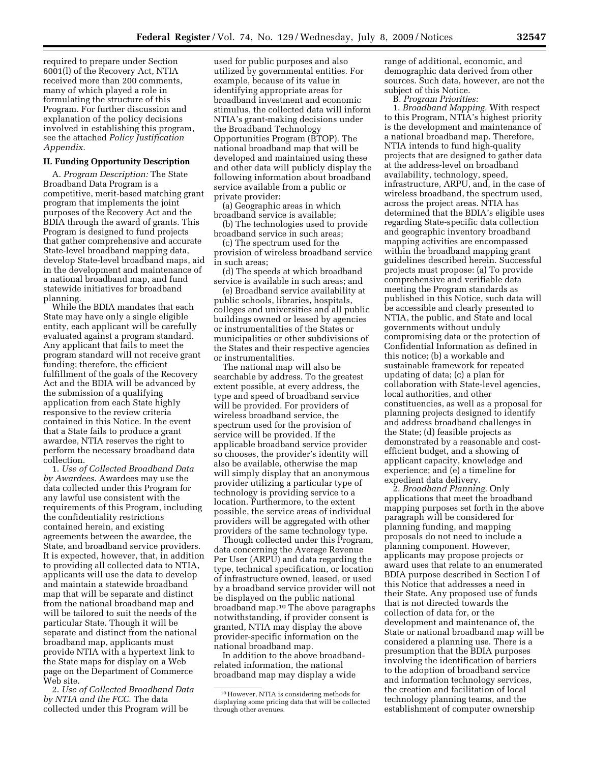required to prepare under Section 6001(l) of the Recovery Act, NTIA received more than 200 comments, many of which played a role in formulating the structure of this Program. For further discussion and explanation of the policy decisions involved in establishing this program, see the attached *Policy Justification Appendix*.

## II. Funding Opportunity Description

A. *Program Description:* The State Broadband Data Program is a competitive, merit-based matching grant program that implements the joint purposes of the Recovery Act and the BDIA through the award of grants. This Program is designed to fund projects that gather comprehensive and accurate State-level broadband mapping data, develop State-level broadband maps, aid in the development and maintenance of a national broadband map, and fund statewide initiatives for broadband planning.

While the BDIA mandates that each State may have only a single eligible entity, each applicant will be carefully evaluated against a program standard. Any applicant that fails to meet the program standard will not receive grant funding; therefore, the efficient fulfillment of the goals of the Recovery Act and the BDIA will be advanced by the submission of a qualifying application from each State highly responsive to the review criteria contained in this Notice. In the event that a State fails to produce a grant awardee, NTIA reserves the right to perform the necessary broadband data collection.

1. *Use of Collected Broadband Data by Awardees.* Awardees may use the data collected under this Program for any lawful use consistent with the requirements of this Program, including the confidentiality restrictions contained herein, and existing agreements between the awardee, the State, and broadband service providers. It is expected, however, that, in addition to providing all collected data to NTIA, applicants will use the data to develop and maintain a statewide broadband map that will be separate and distinct from the national broadband map and will be tailored to suit the needs of the particular State. Though it will be separate and distinct from the national broadband map, applicants must provide NTIA with a hypertext link to the State maps for display on a Web page on the Department of Commerce Web site.

2. *Use of Collected Broadband Data by NTIA and the FCC.* The data collected under this Program will be used for public purposes and also utilized by governmental entities. For example, because of its value in identifying appropriate areas for broadband investment and economic stimulus, the collected data will inform NTIA's grant-making decisions under the Broadband Technology Opportunities Program (BTOP). The national broadband map that will be developed and maintained using these and other data will publicly display the following information about broadband service available from a public or private provider:

(a) Geographic areas in which broadband service is available;

(b) The technologies used to provide broadband service in such areas;

(c) The spectrum used for the provision of wireless broadband service in such areas;

(d) The speeds at which broadband service is available in such areas; and

(e) Broadband service availability at public schools, libraries, hospitals, colleges and universities and all public buildings owned or leased by agencies or instrumentalities of the States or municipalities or other subdivisions of the States and their respective agencies or instrumentalities.

The national map will also be searchable by address. To the greatest extent possible, at every address, the type and speed of broadband service will be provided. For providers of wireless broadband service, the spectrum used for the provision of service will be provided. If the applicable broadband service provider so chooses, the provider's identity will also be available, otherwise the map will simply display that an anonymous provider utilizing a particular type of technology is providing service to a location. Furthermore, to the extent possible, the service areas of individual providers will be aggregated with other providers of the same technology type.

Though collected under this Program, data concerning the Average Revenue Per User (ARPU) and data regarding the type, technical specification, or location of infrastructure owned, leased, or used by a broadband service provider will not be displayed on the public national broadband map.[10] The above paragraphs notwithstanding, if provider consent is granted, NTIA may display the above provider-specific information on the national broadband map.

In addition to the above broadband-related information, the national broadband map may display a wide range of additional, economic, and demographic data derived from other sources. Such data, however, are not the subject of this Notice.

B. *Program Priorities:*

1. *Broadband Mapping.* With respect to this Program, NTIA's highest priority is the development and maintenance of a national broadband map. Therefore, NTIA intends to fund high-quality projects that are designed to gather data at the address-level on broadband availability, technology, speed, infrastructure, ARPU, and, in the case of wireless broadband, the spectrum used, across the project areas. NTIA has determined that the BDIA's eligible uses regarding State-specific data collection and geographic inventory broadband mapping activities are encompassed within the broadband mapping grant guidelines described herein. Successful projects must propose: (a) To provide comprehensive and verifiable data meeting the Program standards as published in this Notice, such data will be accessible and clearly presented to NTIA, the public, and State and local governments without unduly compromising data or the protection of Confidential Information as defined in this notice; (b) a workable and sustainable framework for repeated updating of data; (c) a plan for collaboration with State-level agencies, local authorities, and other constituencies, as well as a proposal for planning projects designed to identify and address broadband challenges in the State; (d) feasible projects as demonstrated by a reasonable and cost-efficient budget, and a showing of applicant capacity, knowledge and experience; and (e) a timeline for expedient data delivery.

2. *Broadband Planning.* Only applications that meet the broadband mapping purposes set forth in the above paragraph will be considered for planning funding, and mapping proposals do not need to include a planning component. However, applicants may propose projects or award uses that relate to an enumerated BDIA purpose described in Section I of this Notice that addresses a need in their State. Any proposed use of funds that is not directed towards the collection of data for, or the development and maintenance of, the State or national broadband map will be considered a planning use. There is a presumption that the BDIA purposes involving the identification of barriers to the adoption of broadband service and information technology services, the creation and facilitation of local technology planning teams, and the establishment of computer ownership

[10] However, NTIA is considering methods for displaying some pricing data that will be collected through other avenues.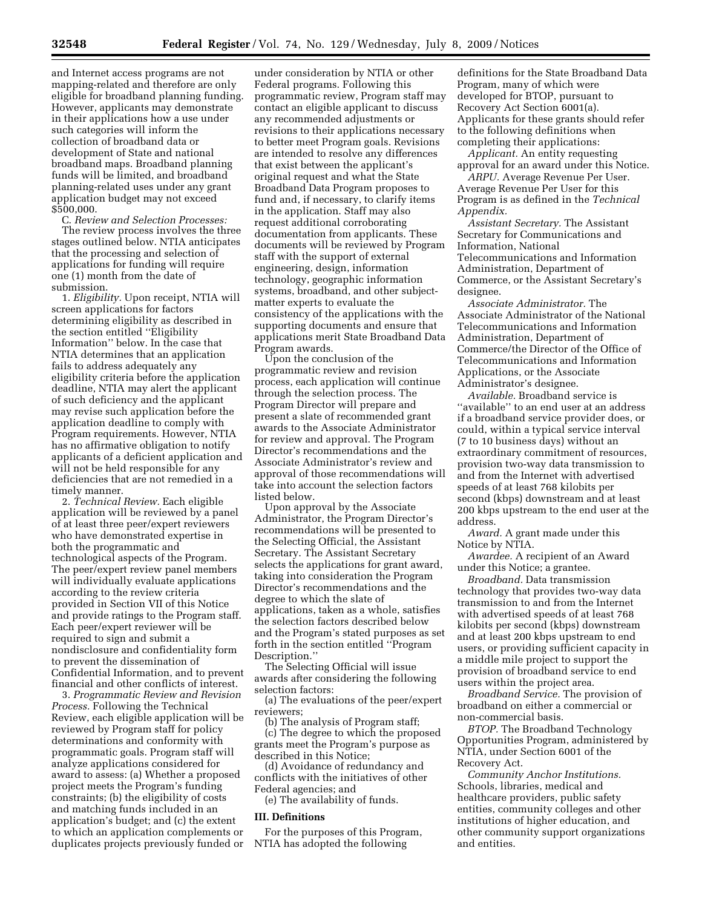and Internet access programs are not mapping-related and therefore are only eligible for broadband planning funding. However, applicants may demonstrate in their applications how a use under such categories will inform the collection of broadband data or development of State and national broadband maps. Broadband planning funds will be limited, and broadband planning-related uses under any grant application budget may not exceed $500,000.

C. *Review and Selection Processes:* The review process involves the three stages outlined below. NTIA anticipates that the processing and selection of applications for funding will require one (1) month from the date of submission.

1. *Eligibility.* Upon receipt, NTIA will screen applications for factors determining eligibility as described in the section entitled ''Eligibility Information'' below. In the case that NTIA determines that an application fails to address adequately any eligibility criteria before the application deadline, NTIA may alert the applicant of such deficiency and the applicant may revise such application before the application deadline to comply with Program requirements. However, NTIA has no affirmative obligation to notify applicants of a deficient application and will not be held responsible for any deficiencies that are not remedied in a timely manner.

2. *Technical Review.* Each eligible application will be reviewed by a panel of at least three peer/expert reviewers who have demonstrated expertise in both the programmatic and technological aspects of the Program. The peer/expert review panel members will individually evaluate applications according to the review criteria provided in Section VII of this Notice and provide ratings to the Program staff. Each peer/expert reviewer will be required to sign and submit a nondisclosure and confidentiality form to prevent the dissemination of Confidential Information, and to prevent financial and other conflicts of interest.

3. *Programmatic Review and Revision Process.* Following the Technical Review, each eligible application will be reviewed by Program staff for policy determinations and conformity with programmatic goals. Program staff will analyze applications considered for award to assess: (a) Whether a proposed project meets the Program's funding constraints; (b) the eligibility of costs and matching funds included in an application's budget; and (c) the extent to which an application complements or duplicates projects previously funded or under consideration by NTIA or other Federal programs. Following this programmatic review, Program staff may contact an eligible applicant to discuss any recommended adjustments or revisions to their applications necessary to better meet Program goals. Revisions are intended to resolve any differences that exist between the applicant's original request and what the State Broadband Data Program proposes to fund and, if necessary, to clarify items in the application. Staff may also request additional corroborating documentation from applicants. These documents will be reviewed by Program staff with the support of external engineering, design, information technology, geographic information systems, broadband, and other subject-matter experts to evaluate the consistency of the applications with the supporting documents and ensure that applications merit State Broadband Data Program awards.

Upon the conclusion of the programmatic review and revision process, each application will continue through the selection process. The Program Director will prepare and present a slate of recommended grant awards to the Associate Administrator for review and approval. The Program Director's recommendations and the Associate Administrator's review and approval of those recommendations will take into account the selection factors listed below.

Upon approval by the Associate Administrator, the Program Director's recommendations will be presented to the Selecting Official, the Assistant Secretary. The Assistant Secretary selects the applications for grant award, taking into consideration the Program Director's recommendations and the degree to which the slate of applications, taken as a whole, satisfies the selection factors described below and the Program's stated purposes as set forth in the section entitled ''Program Description.''

The Selecting Official will issue awards after considering the following selection factors:

(a) The evaluations of the peer/expert reviewers;

(b) The analysis of Program staff;

(c) The degree to which the proposed grants meet the Program's purpose as described in this Notice;

(d) Avoidance of redundancy and conflicts with the initiatives of other Federal agencies; and

(e) The availability of funds.

## III. Definitions

For the purposes of this Program, NTIA has adopted the following definitions for the State Broadband Data Program, many of which were developed for BTOP, pursuant to Recovery Act Section 6001(a). Applicants for these grants should refer to the following definitions when completing their applications:

*Applicant.* An entity requesting approval for an award under this Notice.

*ARPU.* Average Revenue Per User. Average Revenue Per User for this Program is as defined in the *Technical Appendix.*

*Assistant Secretary.* The Assistant Secretary for Communications and Information, National Telecommunications and Information Administration, Department of Commerce, or the Assistant Secretary's designee.

*Associate Administrator.* The Associate Administrator of the National Telecommunications and Information Administration, Department of Commerce/the Director of the Office of Telecommunications and Information Applications, or the Associate Administrator's designee.

*Available.* Broadband service is ''available'' to an end user at an address if a broadband service provider does, or could, within a typical service interval (7 to 10 business days) without an extraordinary commitment of resources, provision two-way data transmission to and from the Internet with advertised speeds of at least 768 kilobits per second (kbps) downstream and at least 200 kbps upstream to the end user at the address.

*Award.* A grant made under this Notice by NTIA.

*Awardee.* A recipient of an Award under this Notice; a grantee.

*Broadband.* Data transmission technology that provides two-way data transmission to and from the Internet with advertised speeds of at least 768 kilobits per second (kbps) downstream and at least 200 kbps upstream to end users, or providing sufficient capacity in a middle mile project to support the provision of broadband service to end users within the project area.

*Broadband Service.* The provision of broadband on either a commercial or non-commercial basis.

*BTOP.* The Broadband Technology Opportunities Program, administered by NTIA, under Section 6001 of the Recovery Act.

*Community Anchor Institutions.* Schools, libraries, medical and healthcare providers, public safety entities, community colleges and other institutions of higher education, and other community support organizations and entities.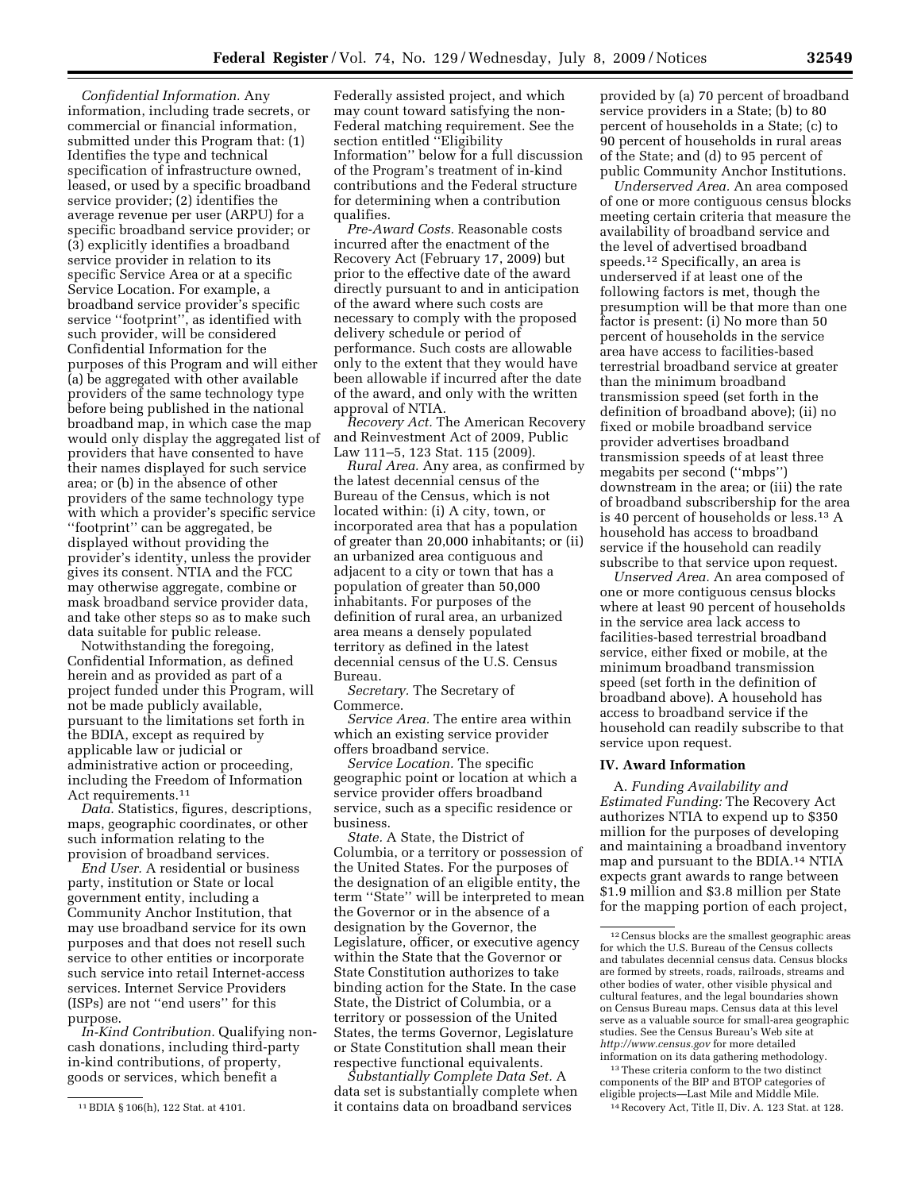*Confidential Information.* Any information, including trade secrets, or commercial or financial information, submitted under this Program that: (1) Identifies the type and technical specification of infrastructure owned, leased, or used by a specific broadband service provider; (2) identifies the average revenue per user (ARPU) for a specific broadband service provider; or (3) explicitly identifies a broadband service provider in relation to its specific Service Area or at a specific Service Location. For example, a broadband service provider's specific service "footprint", as identified with such provider, will be considered Confidential Information for the purposes of this Program and will either (a) be aggregated with other available providers of the same technology type before being published in the national broadband map, in which case the map would only display the aggregated list of providers that have consented to have their names displayed for such service area; or (b) in the absence of other providers of the same technology type with which a provider's specific service "footprint" can be aggregated, be displayed without providing the provider's identity, unless the provider gives its consent. NTIA and the FCC may otherwise aggregate, combine or mask broadband service provider data, and take other steps so as to make such data suitable for public release.

Notwithstanding the foregoing, Confidential Information, as defined herein and as provided as part of a project funded under this Program, will not be made publicly available, pursuant to the limitations set forth in the BDIA, except as required by applicable law or judicial or administrative action or proceeding, including the Freedom of Information Act requirements.[11]

*Data.* Statistics, figures, descriptions, maps, geographic coordinates, or other such information relating to the provision of broadband services.

*End User.* A residential or business party, institution or State or local government entity, including a Community Anchor Institution, that may use broadband service for its own purposes and that does not resell such service to other entities or incorporate such service into retail Internet-access services. Internet Service Providers (ISPs) are not "end users" for this purpose.

*In-Kind Contribution.* Qualifying non-cash donations, including third-party in-kind contributions, of property, goods or services, which benefit a Federally assisted project, and which may count toward satisfying the non-Federal matching requirement. See the section entitled "Eligibility Information" below for a full discussion of the Program's treatment of in-kind contributions and the Federal structure for determining when a contribution qualifies.

*Pre-Award Costs.* Reasonable costs incurred after the enactment of the Recovery Act (February 17, 2009) but prior to the effective date of the award directly pursuant to and in anticipation of the award where such costs are necessary to comply with the proposed delivery schedule or period of performance. Such costs are allowable only to the extent that they would have been allowable if incurred after the date of the award, and only with the written approval of NTIA.

*Recovery Act.* The American Recovery and Reinvestment Act of 2009, Public Law 111–5, 123 Stat. 115 (2009).

*Rural Area.* Any area, as confirmed by the latest decennial census of the Bureau of the Census, which is not located within: (i) A city, town, or incorporated area that has a population of greater than 20,000 inhabitants; or (ii) an urbanized area contiguous and adjacent to a city or town that has a population of greater than 50,000 inhabitants. For purposes of the definition of rural area, an urbanized area means a densely populated territory as defined in the latest decennial census of the U.S. Census Bureau.

*Secretary.* The Secretary of Commerce.

*Service Area.* The entire area within which an existing service provider offers broadband service.

*Service Location.* The specific geographic point or location at which a service provider offers broadband service, such as a specific residence or business.

*State.* A State, the District of Columbia, or a territory or possession of the United States. For the purposes of the designation of an eligible entity, the term "State" will be interpreted to mean the Governor or in the absence of a designation by the Governor, the Legislature, officer, or executive agency within the State that the Governor or State Constitution authorizes to take binding action for the State. In the case State, the District of Columbia, or a territory or possession of the United States, the terms Governor, Legislature or State Constitution shall mean their respective functional equivalents.

*Substantially Complete Data Set.* A data set is substantially complete when it contains data on broadband services provided by (a) 70 percent of broadband service providers in a State; (b) to 80 percent of households in a State; (c) to 90 percent of households in rural areas of the State; and (d) to 95 percent of public Community Anchor Institutions.

*Underserved Area.* An area composed of one or more contiguous census blocks meeting certain criteria that measure the availability of broadband service and the level of advertised broadband speeds.[12] Specifically, an area is underserved if at least one of the following factors is met, though the presumption will be that more than one factor is present: (i) No more than 50 percent of households in the service area have access to facilities-based terrestrial broadband service at greater than the minimum broadband transmission speed (set forth in the definition of broadband above); (ii) no fixed or mobile broadband service provider advertises broadband transmission speeds of at least three megabits per second ("mbps") downstream in the area; or (iii) the rate of broadband subscribership for the area is 40 percent of households or less.[13] A household has access to broadband service if the household can readily subscribe to that service upon request.

*Unserved Area.* An area composed of one or more contiguous census blocks where at least 90 percent of households in the service area lack access to facilities-based terrestrial broadband service, either fixed or mobile, at the minimum broadband transmission speed (set forth in the definition of broadband above). A household has access to broadband service if the household can readily subscribe to that service upon request.

## IV. Award Information

A. *Funding Availability and Estimated Funding:* The Recovery Act authorizes NTIA to expend up to $350 million for the purposes of developing and maintaining a broadband inventory map and pursuant to the BDIA.[14] NTIA expects grant awards to range between $1.9 million and $3.8 million per State for the mapping portion of each project,

---

[11] BDIA § 106(h), 122 Stat. at 4101.

[12] Census blocks are the smallest geographic areas for which the U.S. Bureau of the Census collects and tabulates decennial census data. Census blocks are formed by streets, roads, railroads, streams and other bodies of water, other visible physical and cultural features, and the legal boundaries shown on Census Bureau maps. Census data at this level serve as a valuable source for small-area geographic studies. See the Census Bureau's Web site at *http://www.census.gov* for more detailed information on its data gathering methodology.

[13] These criteria conform to the two distinct components of the BIP and BTOP categories of eligible projects—Last Mile and Middle Mile.

[14] Recovery Act, Title II, Div. A. 123 Stat. at 128.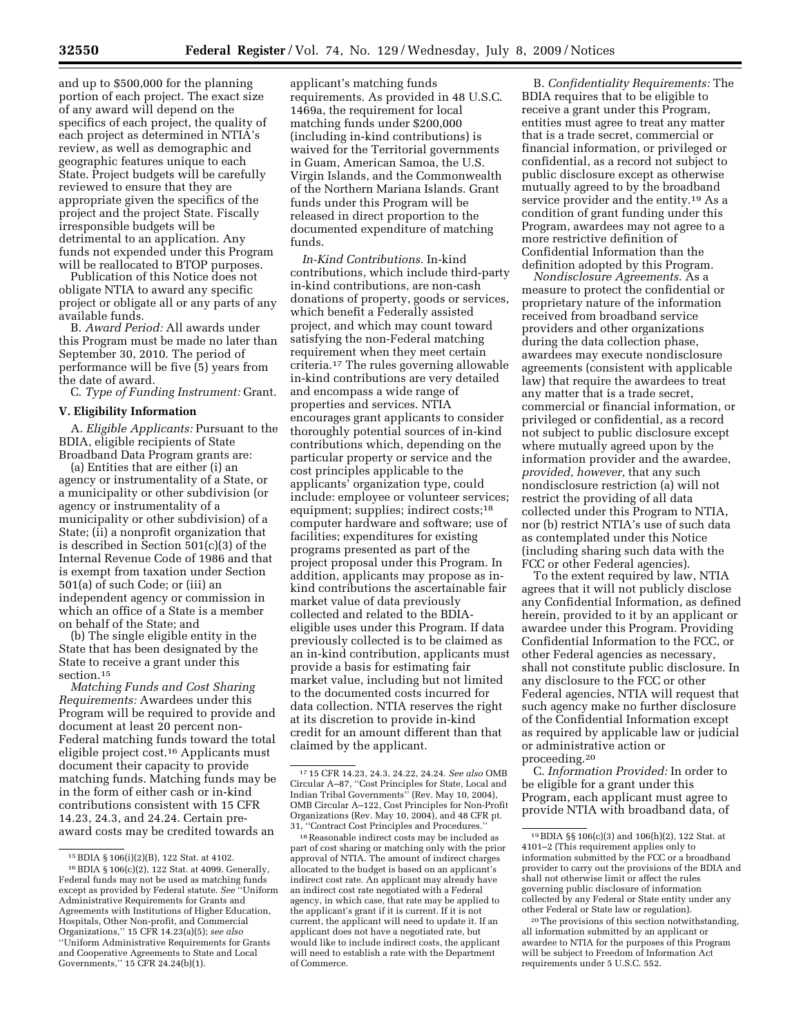and up to $500,000 for the planning portion of each project. The exact size of any award will depend on the specifics of each project, the quality of each project as determined in NTIA's review, as well as demographic and geographic features unique to each State. Project budgets will be carefully reviewed to ensure that they are appropriate given the specifics of the project and the project State. Fiscally irresponsible budgets will be detrimental to an application. Any funds not expended under this Program will be reallocated to BTOP purposes.

Publication of this Notice does not obligate NTIA to award any specific project or obligate all or any parts of any available funds.

B. *Award Period:* All awards under this Program must be made no later than September 30, 2010. The period of performance will be five (5) years from the date of award.

C. *Type of Funding Instrument:* Grant.

## V. Eligibility Information

A. *Eligible Applicants:* Pursuant to the BDIA, eligible recipients of State Broadband Data Program grants are:

(a) Entities that are either (i) an agency or instrumentality of a State, or a municipality or other subdivision (or agency or instrumentality of a municipality or other subdivision) of a State; (ii) a nonprofit organization that is described in Section 501(c)(3) of the Internal Revenue Code of 1986 and that is exempt from taxation under Section 501(a) of such Code; or (iii) an independent agency or commission in which an office of a State is a member on behalf of the State; and

(b) The single eligible entity in the State that has been designated by the State to receive a grant under this section.[15]

*Matching Funds and Cost Sharing Requirements:* Awardees under this Program will be required to provide and document at least 20 percent non-Federal matching funds toward the total eligible project cost.[16] Applicants must document their capacity to provide matching funds. Matching funds may be in the form of either cash or in-kind contributions consistent with 15 CFR 14.23, 24.3, and 24.24. Certain pre-award costs may be credited towards an applicant's matching funds requirements. As provided in 48 U.S.C. 1469a, the requirement for local matching funds under $200,000 (including in-kind contributions) is waived for the Territorial governments in Guam, American Samoa, the U.S. Virgin Islands, and the Commonwealth of the Northern Mariana Islands. Grant funds under this Program will be released in direct proportion to the documented expenditure of matching funds.

*In-Kind Contributions.* In-kind contributions, which include third-party in-kind contributions, are non-cash donations of property, goods or services, which benefit a Federally assisted project, and which may count toward satisfying the non-Federal matching requirement when they meet certain criteria.[17] The rules governing allowable in-kind contributions are very detailed and encompass a wide range of properties and services. NTIA encourages grant applicants to consider thoroughly potential sources of in-kind contributions which, depending on the particular property or service and the cost principles applicable to the applicants' organization type, could include: employee or volunteer services; equipment; supplies; indirect costs;[18] computer hardware and software; use of facilities; expenditures for existing programs presented as part of the project proposal under this Program. In addition, applicants may propose as in-kind contributions the ascertainable fair market value of data previously collected and related to the BDIA-eligible uses under this Program. If data previously collected is to be claimed as an in-kind contribution, applicants must provide a basis for estimating fair market value, including but not limited to the documented costs incurred for data collection. NTIA reserves the right at its discretion to provide in-kind credit for an amount different than that claimed by the applicant.

B. *Confidentiality Requirements:* The BDIA requires that to be eligible to receive a grant under this Program, entities must agree to treat any matter that is a trade secret, commercial or financial information, or privileged or confidential, as a record not subject to public disclosure except as otherwise mutually agreed to by the broadband service provider and the entity.[19] As a condition of grant funding under this Program, awardees may not agree to a more restrictive definition of Confidential Information than the definition adopted by this Program.

*Nondisclosure Agreements.* As a measure to protect the confidential or proprietary nature of the information received from broadband service providers and other organizations during the data collection phase, awardees may execute nondisclosure agreements (consistent with applicable law) that require the awardees to treat any matter that is a trade secret, commercial or financial information, or privileged or confidential, as a record not subject to public disclosure except where mutually agreed upon by the information provider and the awardee, *provided, however,* that any such nondisclosure restriction (a) will not restrict the providing of all data collected under this Program to NTIA, nor (b) restrict NTIA's use of such data as contemplated under this Notice (including sharing such data with the FCC or other Federal agencies).

To the extent required by law, NTIA agrees that it will not publicly disclose any Confidential Information, as defined herein, provided to it by an applicant or awardee under this Program. Providing Confidential Information to the FCC, or other Federal agencies as necessary, shall not constitute public disclosure. In any disclosure to the FCC or other Federal agencies, NTIA will request that such agency make no further disclosure of the Confidential Information except as required by applicable law or judicial or administrative action or proceeding.[20]

C. *Information Provided:* In order to be eligible for a grant under this Program, each applicant must agree to provide NTIA with broadband data, of

---

[15] BDIA § 106(i)(2)(B), 122 Stat. at 4102.

[16] BDIA § 106(c)(2), 122 Stat. at 4099. Generally, Federal funds may not be used as matching funds except as provided by Federal statute. *See* "Uniform Administrative Requirements for Grants and Agreements with Institutions of Higher Education, Hospitals, Other Non-profit, and Commercial Organizations," 15 CFR 14.23(a)(5); *see also* "Uniform Administrative Requirements for Grants and Cooperative Agreements to State and Local Governments," 15 CFR 24.24(b)(1).

[17] 15 CFR 14.23, 24.3, 24.22, 24.24. *See also* OMB Circular A–87, "Cost Principles for State, Local and Indian Tribal Governments" (Rev. May 10, 2004), OMB Circular A–122, Cost Principles for Non-Profit Organizations (Rev. May 10, 2004), and 48 CFR pt. 31, "Contract Cost Principles and Procedures."

[18] Reasonable indirect costs may be included as part of cost sharing or matching only with the prior approval of NTIA. The amount of indirect charges allocated to the budget is based on an applicant's indirect cost rate. An applicant may already have an indirect cost rate negotiated with a Federal agency, in which case, that rate may be applied to the applicant's grant if it is current. If it is not current, the applicant will need to update it. If an applicant does not have a negotiated rate, but would like to include indirect costs, the applicant will need to establish a rate with the Department of Commerce.

[19] BDIA §§ 106(c)(3) and 106(h)(2), 122 Stat. at 4101–2 (This requirement applies only to information submitted by the FCC or a broadband provider to carry out the provisions of the BDIA and shall not otherwise limit or affect the rules governing public disclosure of information collected by any Federal or State entity under any other Federal or State law or regulation).

[20] The provisions of this section notwithstanding, all information submitted by an applicant or awardee to NTIA for the purposes of this Program will be subject to Freedom of Information Act requirements under 5 U.S.C. 552.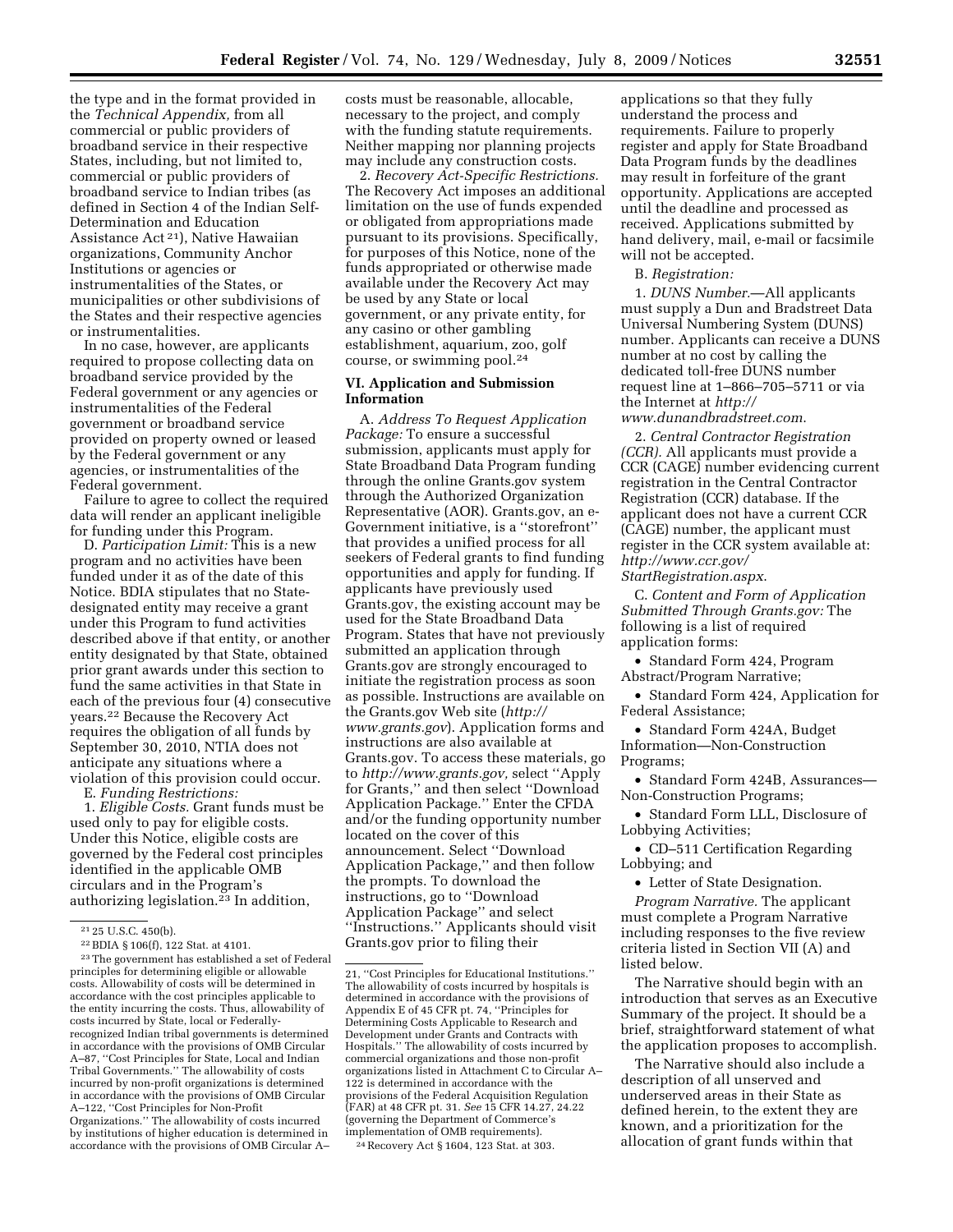the type and in the format provided in the *Technical Appendix,* from all commercial or public providers of broadband service in their respective States, including, but not limited to, commercial or public providers of broadband service to Indian tribes (as defined in Section 4 of the Indian Self-Determination and Education Assistance Act [21]), Native Hawaiian organizations, Community Anchor Institutions or agencies or instrumentalities of the States, or municipalities or other subdivisions of the States and their respective agencies or instrumentalities.

In no case, however, are applicants required to propose collecting data on broadband service provided by the Federal government or any agencies or instrumentalities of the Federal government or broadband service provided on property owned or leased by the Federal government or any agencies, or instrumentalities of the Federal government.

Failure to agree to collect the required data will render an applicant ineligible for funding under this Program.

D. *Participation Limit:* This is a new program and no activities have been funded under it as of the date of this Notice. BDIA stipulates that no State-designated entity may receive a grant under this Program to fund activities described above if that entity, or another entity designated by that State, obtained prior grant awards under this section to fund the same activities in that State in each of the previous four (4) consecutive years.[22] Because the Recovery Act requires the obligation of all funds by September 30, 2010, NTIA does not anticipate any situations where a violation of this provision could occur.

E. *Funding Restrictions:*

1. *Eligible Costs.* Grant funds must be used only to pay for eligible costs. Under this Notice, eligible costs are governed by the Federal cost principles identified in the applicable OMB circulars and in the Program's authorizing legislation.[23] In addition, costs must be reasonable, allocable, necessary to the project, and comply with the funding statute requirements. Neither mapping nor planning projects may include any construction costs.

2. *Recovery Act-Specific Restrictions.* The Recovery Act imposes an additional limitation on the use of funds expended or obligated from appropriations made pursuant to its provisions. Specifically, for purposes of this Notice, none of the funds appropriated or otherwise made available under the Recovery Act may be used by any State or local government, or any private entity, for any casino or other gambling establishment, aquarium, zoo, golf course, or swimming pool.[24]

## VI. Application and Submission Information

A. *Address To Request Application Package:* To ensure a successful submission, applicants must apply for State Broadband Data Program funding through the online Grants.gov system through the Authorized Organization Representative (AOR). Grants.gov, an e-Government initiative, is a ''storefront'' that provides a unified process for all seekers of Federal grants to find funding opportunities and apply for funding. If applicants have previously used Grants.gov, the existing account may be used for the State Broadband Data Program. States that have not previously submitted an application through Grants.gov are strongly encouraged to initiate the registration process as soon as possible. Instructions are available on the Grants.gov Web site (*http://www.grants.gov*). Application forms and instructions are also available at Grants.gov. To access these materials, go to *http://www.grants.gov,* select ''Apply for Grants,'' and then select ''Download Application Package.'' Enter the CFDA and/or the funding opportunity number located on the cover of this announcement. Select ''Download Application Package,'' and then follow the prompts. To download the instructions, go to ''Download Application Package'' and select ''Instructions.'' Applicants should visit Grants.gov prior to filing their applications so that they fully understand the process and requirements. Failure to properly register and apply for State Broadband Data Program funds by the deadlines may result in forfeiture of the grant opportunity. Applications are accepted until the deadline and processed as received. Applications submitted by hand delivery, mail, e-mail or facsimile will not be accepted.

B. *Registration:*

1. *DUNS Number.*—All applicants must supply a Dun and Bradstreet Data Universal Numbering System (DUNS) number. Applicants can receive a DUNS number at no cost by calling the dedicated toll-free DUNS number request line at 1–866–705–5711 or via the Internet at *http://www.dunandbradstreet.com*.

2. *Central Contractor Registration (CCR).* All applicants must provide a CCR (CAGE) number evidencing current registration in the Central Contractor Registration (CCR) database. If the applicant does not have a current CCR (CAGE) number, the applicant must register in the CCR system available at: *http://www.ccr.gov/StartRegistration.aspx*.

C. *Content and Form of Application Submitted Through Grants.gov:* The following is a list of required application forms:

- Standard Form 424, Program Abstract/Program Narrative;
- Standard Form 424, Application for Federal Assistance;
- Standard Form 424A, Budget Information—Non-Construction Programs;
- Standard Form 424B, Assurances—Non-Construction Programs;
- Standard Form LLL, Disclosure of Lobbying Activities;
- CD–511 Certification Regarding Lobbying; and
- Letter of State Designation.

*Program Narrative.* The applicant must complete a Program Narrative including responses to the five review criteria listed in Section VII (A) and listed below.

The Narrative should begin with an introduction that serves as an Executive Summary of the project. It should be a brief, straightforward statement of what the application proposes to accomplish.

The Narrative should also include a description of all unserved and underserved areas in their State as defined herein, to the extent they are known, and a prioritization for the allocation of grant funds within that

---

[21] 25 U.S.C. 450(b).

[22] BDIA § 106(f), 122 Stat. at 4101.

[23] The government has established a set of Federal principles for determining eligible or allowable costs. Allowability of costs will be determined in accordance with the cost principles applicable to the entity incurring the costs. Thus, allowability of costs incurred by State, local or Federally-recognized Indian tribal governments is determined in accordance with the provisions of OMB Circular A–87, ''Cost Principles for State, Local and Indian Tribal Governments.'' The allowability of costs incurred by non-profit organizations is determined in accordance with the provisions of OMB Circular A–122, ''Cost Principles for Non-Profit Organizations.'' The allowability of costs incurred by institutions of higher education is determined in accordance with the provisions of OMB Circular A–21, ''Cost Principles for Educational Institutions.'' The allowability of costs incurred by hospitals is determined in accordance with the provisions of Appendix E of 45 CFR pt. 74, ''Principles for Determining Costs Applicable to Research and Development under Grants and Contracts with Hospitals.'' The allowability of costs incurred by commercial organizations and those non-profit organizations listed in Attachment C to Circular A–122 is determined in accordance with the provisions of the Federal Acquisition Regulation (FAR) at 48 CFR pt. 31. *See* 15 CFR 14.27, 24.22 (governing the Department of Commerce's implementation of OMB requirements).

[24] Recovery Act § 1604, 123 Stat. at 303.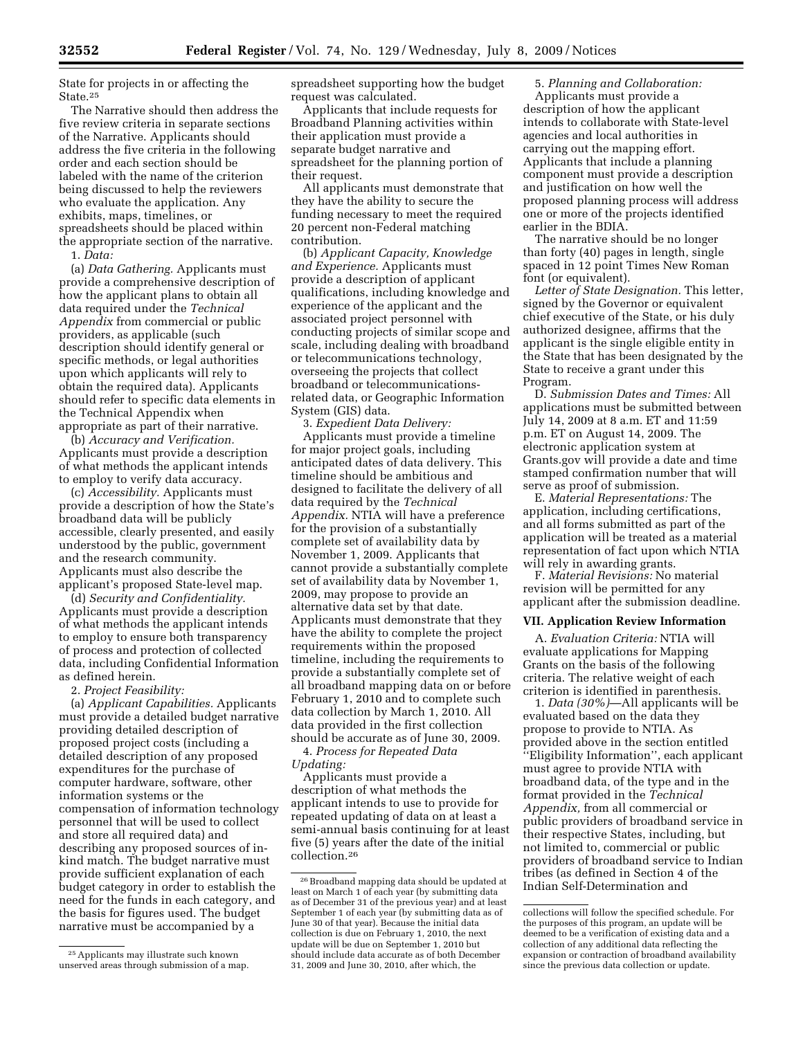State for projects in or affecting the State.[25]

The Narrative should then address the five review criteria in separate sections of the Narrative. Applicants should address the five criteria in the following order and each section should be labeled with the name of the criterion being discussed to help the reviewers who evaluate the application. Any exhibits, maps, timelines, or spreadsheets should be placed within the appropriate section of the narrative.

1. *Data:*

(a) *Data Gathering.* Applicants must provide a comprehensive description of how the applicant plans to obtain all data required under the *Technical Appendix* from commercial or public providers, as applicable (such description should identify general or specific methods, or legal authorities upon which applicants will rely to obtain the required data). Applicants should refer to specific data elements in the Technical Appendix when appropriate as part of their narrative.

(b) *Accuracy and Verification.* Applicants must provide a description of what methods the applicant intends to employ to verify data accuracy.

(c) *Accessibility.* Applicants must provide a description of how the State's broadband data will be publicly accessible, clearly presented, and easily understood by the public, government and the research community. Applicants must also describe the applicant's proposed State-level map.

(d) *Security and Confidentiality.* Applicants must provide a description of what methods the applicant intends to employ to ensure both transparency of process and protection of collected data, including Confidential Information as defined herein.

2. *Project Feasibility:*

(a) *Applicant Capabilities.* Applicants must provide a detailed budget narrative providing detailed description of proposed project costs (including a detailed description of any proposed expenditures for the purchase of computer hardware, software, other information systems or the compensation of information technology personnel that will be used to collect and store all required data) and describing any proposed sources of in-kind match. The budget narrative must provide sufficient explanation of each budget category in order to establish the need for the funds in each category, and the basis for figures used. The budget narrative must be accompanied by a spreadsheet supporting how the budget request was calculated.

Applicants that include requests for Broadband Planning activities within their application must provide a separate budget narrative and spreadsheet for the planning portion of their request.

All applicants must demonstrate that they have the ability to secure the funding necessary to meet the required 20 percent non-Federal matching contribution.

(b) *Applicant Capacity, Knowledge and Experience.* Applicants must provide a description of applicant qualifications, including knowledge and experience of the applicant and the associated project personnel with conducting projects of similar scope and scale, including dealing with broadband or telecommunications technology, overseeing the projects that collect broadband or telecommunications-related data, or Geographic Information System (GIS) data.

3. *Expedient Data Delivery:*

Applicants must provide a timeline for major project goals, including anticipated dates of data delivery. This timeline should be ambitious and designed to facilitate the delivery of all data required by the *Technical Appendix.* NTIA will have a preference for the provision of a substantially complete set of availability data by November 1, 2009. Applicants that cannot provide a substantially complete set of availability data by November 1, 2009, may propose to provide an alternative data set by that date. Applicants must demonstrate that they have the ability to complete the project requirements within the proposed timeline, including the requirements to provide a substantially complete set of all broadband mapping data on or before February 1, 2010 and to complete such data collection by March 1, 2010. All data provided in the first collection should be accurate as of June 30, 2009.

4. *Process for Repeated Data Updating:*

Applicants must provide a description of what methods the applicant intends to use to provide for repeated updating of data on at least a semi-annual basis continuing for at least five (5) years after the date of the initial collection.[26]

5. *Planning and Collaboration:*

Applicants must provide a description of how the applicant intends to collaborate with State-level agencies and local authorities in carrying out the mapping effort. Applicants that include a planning component must provide a description and justification on how well the proposed planning process will address one or more of the projects identified earlier in the BDIA.

The narrative should be no longer than forty (40) pages in length, single spaced in 12 point Times New Roman font (or equivalent).

*Letter of State Designation.* This letter, signed by the Governor or equivalent chief executive of the State, or his duly authorized designee, affirms that the applicant is the single eligible entity in the State that has been designated by the State to receive a grant under this Program.

D. *Submission Dates and Times:* All applications must be submitted between July 14, 2009 at 8 a.m. ET and 11:59 p.m. ET on August 14, 2009. The electronic application system at Grants.gov will provide a date and time stamped confirmation number that will serve as proof of submission.

E. *Material Representations:* The application, including certifications, and all forms submitted as part of the application will be treated as a material representation of fact upon which NTIA will rely in awarding grants.

F. *Material Revisions:* No material revision will be permitted for any applicant after the submission deadline.

## VII. Application Review Information

A. *Evaluation Criteria:* NTIA will evaluate applications for Mapping Grants on the basis of the following criteria. The relative weight of each criterion is identified in parenthesis.

1. *Data (30%)*—All applicants will be evaluated based on the data they propose to provide to NTIA. As provided above in the section entitled "Eligibility Information", each applicant must agree to provide NTIA with broadband data, of the type and in the format provided in the *Technical Appendix,* from all commercial or public providers of broadband service in their respective States, including, but not limited to, commercial or public providers of broadband service to Indian tribes (as defined in Section 4 of the Indian Self-Determination and

---

[25] Applicants may illustrate such known unserved areas through submission of a map.

[26] Broadband mapping data should be updated at least on March 1 of each year (by submitting data as of December 31 of the previous year) and at least September 1 of each year (by submitting data as of June 30 of that year). Because the initial data collection is due on February 1, 2010, the next update will be due on September 1, 2010 but should include data accurate as of both December 31, 2009 and June 30, 2010, after which, the collections will follow the specified schedule. For the purposes of this program, an update will be deemed to be a verification of existing data and a collection of any additional data reflecting the expansion or contraction of broadband availability since the previous data collection or update.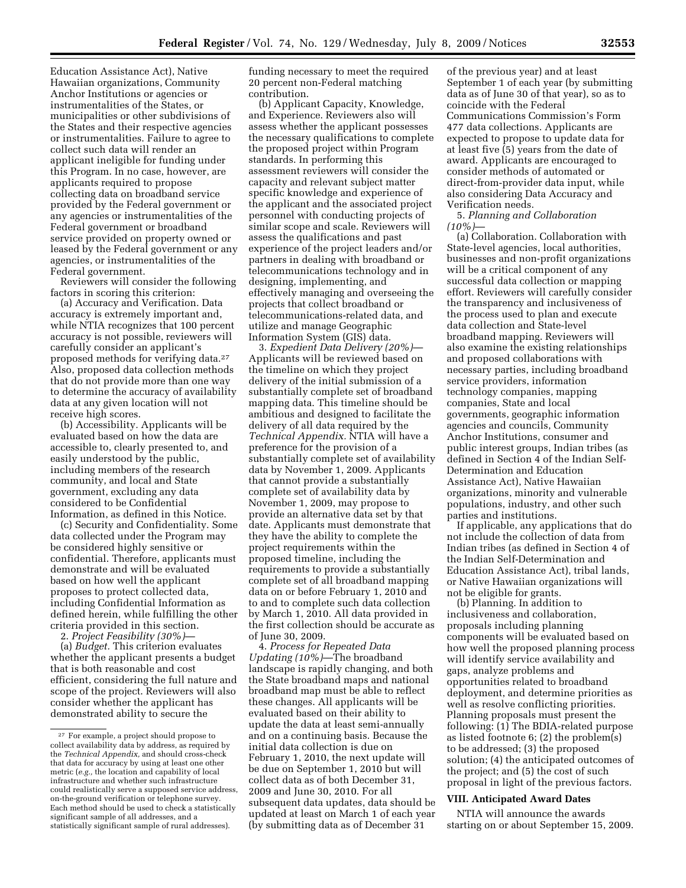Education Assistance Act), Native Hawaiian organizations, Community Anchor Institutions or agencies or instrumentalities of the States, or municipalities or other subdivisions of the States and their respective agencies or instrumentalities. Failure to agree to collect such data will render an applicant ineligible for funding under this Program. In no case, however, are applicants required to propose collecting data on broadband service provided by the Federal government or any agencies or instrumentalities of the Federal government or broadband service provided on property owned or leased by the Federal government or any agencies, or instrumentalities of the Federal government.

Reviewers will consider the following factors in scoring this criterion:

(a) Accuracy and Verification. Data accuracy is extremely important and, while NTIA recognizes that 100 percent accuracy is not possible, reviewers will carefully consider an applicant's proposed methods for verifying data.[27] Also, proposed data collection methods that do not provide more than one way to determine the accuracy of availability data at any given location will not receive high scores.

(b) Accessibility. Applicants will be evaluated based on how the data are accessible to, clearly presented to, and easily understood by the public, including members of the research community, and local and State government, excluding any data considered to be Confidential Information, as defined in this Notice.

(c) Security and Confidentiality. Some data collected under the Program may be considered highly sensitive or confidential. Therefore, applicants must demonstrate and will be evaluated based on how well the applicant proposes to protect collected data, including Confidential Information as defined herein, while fulfilling the other criteria provided in this section.

2. *Project Feasibility (30%)*—

(a) *Budget.* This criterion evaluates whether the applicant presents a budget that is both reasonable and cost efficient, considering the full nature and scope of the project. Reviewers will also consider whether the applicant has demonstrated ability to secure the funding necessary to meet the required 20 percent non-Federal matching contribution.

(b) Applicant Capacity, Knowledge, and Experience. Reviewers also will assess whether the applicant possesses the necessary qualifications to complete the proposed project within Program standards. In performing this assessment reviewers will consider the capacity and relevant subject matter specific knowledge and experience of the applicant and the associated project personnel with conducting projects of similar scope and scale. Reviewers will assess the qualifications and past experience of the project leaders and/or partners in dealing with broadband or telecommunications technology and in designing, implementing, and effectively managing and overseeing the projects that collect broadband or telecommunications-related data, and utilize and manage Geographic Information System (GIS) data.

3. *Expedient Data Delivery (20%)*—Applicants will be reviewed based on the timeline on which they project delivery of the initial submission of a substantially complete set of broadband mapping data. This timeline should be ambitious and designed to facilitate the delivery of all data required by the *Technical Appendix.* NTIA will have a preference for the provision of a substantially complete set of availability data by November 1, 2009. Applicants that cannot provide a substantially complete set of availability data by November 1, 2009, may propose to provide an alternative data set by that date. Applicants must demonstrate that they have the ability to complete the project requirements within the proposed timeline, including the requirements to provide a substantially complete set of all broadband mapping data on or before February 1, 2010 and to and to complete such data collection by March 1, 2010. All data provided in the first collection should be accurate as of June 30, 2009.

4. *Process for Repeated Data Updating (10%)*—The broadband landscape is rapidly changing, and both the State broadband maps and national broadband map must be able to reflect these changes. All applicants will be evaluated based on their ability to update the data at least semi-annually and on a continuing basis. Because the initial data collection is due on February 1, 2010, the next update will be due on September 1, 2010 but will collect data as of both December 31, 2009 and June 30, 2010. For all subsequent data updates, data should be updated at least on March 1 of each year (by submitting data as of December 31 of the previous year) and at least September 1 of each year (by submitting data as of June 30 of that year), so as to coincide with the Federal Communications Commission's Form 477 data collections. Applicants are expected to propose to update data for at least five (5) years from the date of award. Applicants are encouraged to consider methods of automated or direct-from-provider data input, while also considering Data Accuracy and Verification needs.

5. *Planning and Collaboration (10%)*—

(a) Collaboration. Collaboration with State-level agencies, local authorities, businesses and non-profit organizations will be a critical component of any successful data collection or mapping effort. Reviewers will carefully consider the transparency and inclusiveness of the process used to plan and execute data collection and State-level broadband mapping. Reviewers will also examine the existing relationships and proposed collaborations with necessary parties, including broadband service providers, information technology companies, mapping companies, State and local governments, geographic information agencies and councils, Community Anchor Institutions, consumer and public interest groups, Indian tribes (as defined in Section 4 of the Indian Self-Determination and Education Assistance Act), Native Hawaiian organizations, minority and vulnerable populations, industry, and other such parties and institutions.

If applicable, any applications that do not include the collection of data from Indian tribes (as defined in Section 4 of the Indian Self-Determination and Education Assistance Act), tribal lands, or Native Hawaiian organizations will not be eligible for grants.

(b) Planning. In addition to inclusiveness and collaboration, proposals including planning components will be evaluated based on how well the proposed planning process will identify service availability and gaps, analyze problems and opportunities related to broadband deployment, and determine priorities as well as resolve conflicting priorities. Planning proposals must present the following: (1) The BDIA-related purpose as listed footnote 6; (2) the problem(s) to be addressed; (3) the proposed solution; (4) the anticipated outcomes of the project; and (5) the cost of such proposal in light of the previous factors.

## VIII. Anticipated Award Dates

NTIA will announce the awards starting on or about September 15, 2009.

---

[27] For example, a project should propose to collect availability data by address, as required by the *Technical Appendix,* and should cross-check that data for accuracy by using at least one other metric (*e.g.,* the location and capability of local infrastructure and whether such infrastructure could realistically serve a supposed service address, on-the-ground verification or telephone survey. Each method should be used to check a statistically significant sample of all addresses, and a statistically significant sample of rural addresses).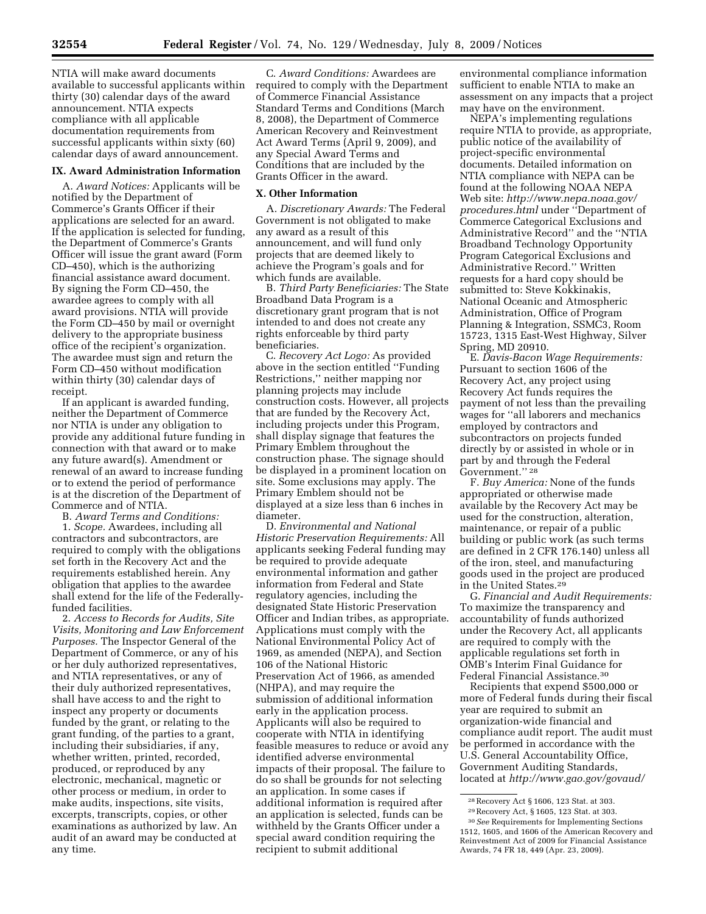NTIA will make award documents available to successful applicants within thirty (30) calendar days of the award announcement. NTIA expects compliance with all applicable documentation requirements from successful applicants within sixty (60) calendar days of award announcement.

## IX. Award Administration Information

A. *Award Notices:* Applicants will be notified by the Department of Commerce's Grants Officer if their applications are selected for an award. If the application is selected for funding, the Department of Commerce's Grants Officer will issue the grant award (Form CD–450), which is the authorizing financial assistance award document. By signing the Form CD–450, the awardee agrees to comply with all award provisions. NTIA will provide the Form CD–450 by mail or overnight delivery to the appropriate business office of the recipient's organization. The awardee must sign and return the Form CD–450 without modification within thirty (30) calendar days of receipt.

If an applicant is awarded funding, neither the Department of Commerce nor NTIA is under any obligation to provide any additional future funding in connection with that award or to make any future award(s). Amendment or renewal of an award to increase funding or to extend the period of performance is at the discretion of the Department of Commerce and of NTIA.

B. *Award Terms and Conditions:*

1. *Scope.* Awardees, including all contractors and subcontractors, are required to comply with the obligations set forth in the Recovery Act and the requirements established herein. Any obligation that applies to the awardee shall extend for the life of the Federally-funded facilities.

2. *Access to Records for Audits, Site Visits, Monitoring and Law Enforcement Purposes.* The Inspector General of the Department of Commerce, or any of his or her duly authorized representatives, and NTIA representatives, or any of their duly authorized representatives, shall have access to and the right to inspect any property or documents funded by the grant, or relating to the grant funding, of the parties to a grant, including their subsidiaries, if any, whether written, printed, recorded, produced, or reproduced by any electronic, mechanical, magnetic or other process or medium, in order to make audits, inspections, site visits, excerpts, transcripts, copies, or other examinations as authorized by law. An audit of an award may be conducted at any time.

C. *Award Conditions:* Awardees are required to comply with the Department of Commerce Financial Assistance Standard Terms and Conditions (March 8, 2008), the Department of Commerce American Recovery and Reinvestment Act Award Terms (April 9, 2009), and any Special Award Terms and Conditions that are included by the Grants Officer in the award.

## X. Other Information

A. *Discretionary Awards:* The Federal Government is not obligated to make any award as a result of this announcement, and will fund only projects that are deemed likely to achieve the Program's goals and for which funds are available.

B. *Third Party Beneficiaries:* The State Broadband Data Program is a discretionary grant program that is not intended to and does not create any rights enforceable by third party beneficiaries.

C. *Recovery Act Logo:* As provided above in the section entitled "Funding Restrictions," neither mapping nor planning projects may include construction costs. However, all projects that are funded by the Recovery Act, including projects under this Program, shall display signage that features the Primary Emblem throughout the construction phase. The signage should be displayed in a prominent location on site. Some exclusions may apply. The Primary Emblem should not be displayed at a size less than 6 inches in diameter.

D. *Environmental and National Historic Preservation Requirements:* All applicants seeking Federal funding may be required to provide adequate environmental information and gather information from Federal and State regulatory agencies, including the designated State Historic Preservation Officer and Indian tribes, as appropriate. Applications must comply with the National Environmental Policy Act of 1969, as amended (NEPA), and Section 106 of the National Historic Preservation Act of 1966, as amended (NHPA), and may require the submission of additional information early in the application process. Applicants will also be required to cooperate with NTIA in identifying feasible measures to reduce or avoid any identified adverse environmental impacts of their proposal. The failure to do so shall be grounds for not selecting an application. In some cases if additional information is required after an application is selected, funds can be withheld by the Grants Officer under a special award condition requiring the recipient to submit additional environmental compliance information sufficient to enable NTIA to make an assessment on any impacts that a project may have on the environment.

NEPA's implementing regulations require NTIA to provide, as appropriate, public notice of the availability of project-specific environmental documents. Detailed information on NTIA compliance with NEPA can be found at the following NOAA NEPA Web site: *http://www.nepa.noaa.gov/procedures.html* under "Department of Commerce Categorical Exclusions and Administrative Record" and the "NTIA Broadband Technology Opportunity Program Categorical Exclusions and Administrative Record." Written requests for a hard copy should be submitted to: Steve Kokkinakis, National Oceanic and Atmospheric Administration, Office of Program Planning & Integration, SSMC3, Room 15723, 1315 East-West Highway, Silver Spring, MD 20910.

E. *Davis-Bacon Wage Requirements:* Pursuant to section 1606 of the Recovery Act, any project using Recovery Act funds requires the payment of not less than the prevailing wages for "all laborers and mechanics employed by contractors and subcontractors on projects funded directly by or assisted in whole or in part by and through the Federal Government." [28]

F. *Buy America:* None of the funds appropriated or otherwise made available by the Recovery Act may be used for the construction, alteration, maintenance, or repair of a public building or public work (as such terms are defined in 2 CFR 176.140) unless all of the iron, steel, and manufacturing goods used in the project are produced in the United States.[29]

G. *Financial and Audit Requirements:* To maximize the transparency and accountability of funds authorized under the Recovery Act, all applicants are required to comply with the applicable regulations set forth in OMB's Interim Final Guidance for Federal Financial Assistance.[30]

Recipients that expend $500,000 or more of Federal funds during their fiscal year are required to submit an organization-wide financial and compliance audit report. The audit must be performed in accordance with the U.S. General Accountability Office, Government Auditing Standards, located at *http://www.gao.gov/govaud/*

---

[28] Recovery Act § 1606, 123 Stat. at 303.

[29] Recovery Act, § 1605, 123 Stat. at 303.

[30] *See* Requirements for Implementing Sections 1512, 1605, and 1606 of the American Recovery and Reinvestment Act of 2009 for Financial Assistance Awards, 74 FR 18, 449 (Apr. 23, 2009).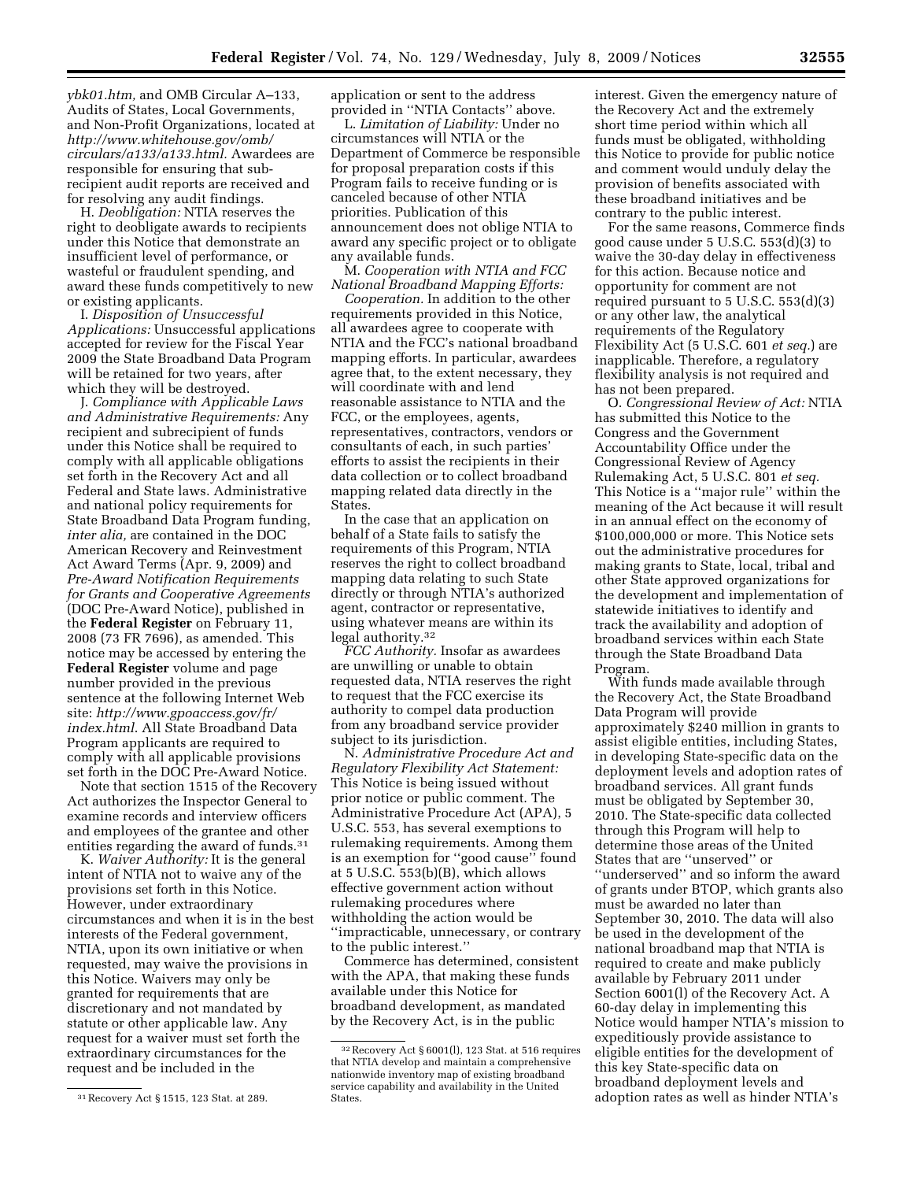*ybk01.htm,* and OMB Circular A–133, Audits of States, Local Governments, and Non-Profit Organizations, located at *http://www.whitehouse.gov/omb/circulars/a133/a133.html.* Awardees are responsible for ensuring that sub-recipient audit reports are received and for resolving any audit findings.

H. *Deobligation:* NTIA reserves the right to deobligate awards to recipients under this Notice that demonstrate an insufficient level of performance, or wasteful or fraudulent spending, and award these funds competitively to new or existing applicants.

I. *Disposition of Unsuccessful Applications:* Unsuccessful applications accepted for review for the Fiscal Year 2009 the State Broadband Data Program will be retained for two years, after which they will be destroyed.

J. *Compliance with Applicable Laws and Administrative Requirements:* Any recipient and subrecipient of funds under this Notice shall be required to comply with all applicable obligations set forth in the Recovery Act and all Federal and State laws. Administrative and national policy requirements for State Broadband Data Program funding, *inter alia,* are contained in the DOC American Recovery and Reinvestment Act Award Terms (Apr. 9, 2009) and *Pre-Award Notification Requirements for Grants and Cooperative Agreements* (DOC Pre-Award Notice), published in the **Federal Register** on February 11, 2008 (73 FR 7696), as amended. This notice may be accessed by entering the **Federal Register** volume and page number provided in the previous sentence at the following Internet Web site: *http://www.gpoaccess.gov/fr/index.html*. All State Broadband Data Program applicants are required to comply with all applicable provisions set forth in the DOC Pre-Award Notice.

Note that section 1515 of the Recovery Act authorizes the Inspector General to examine records and interview officers and employees of the grantee and other entities regarding the award of funds.[31]

K. *Waiver Authority:* It is the general intent of NTIA not to waive any of the provisions set forth in this Notice. However, under extraordinary circumstances and when it is in the best interests of the Federal government, NTIA, upon its own initiative or when requested, may waive the provisions in this Notice. Waivers may only be granted for requirements that are discretionary and not mandated by statute or other applicable law. Any request for a waiver must set forth the extraordinary circumstances for the request and be included in the application or sent to the address provided in ''NTIA Contacts'' above.

L. *Limitation of Liability:* Under no circumstances will NTIA or the Department of Commerce be responsible for proposal preparation costs if this Program fails to receive funding or is canceled because of other NTIA priorities. Publication of this announcement does not oblige NTIA to award any specific project or to obligate any available funds.

M. *Cooperation with NTIA and FCC National Broadband Mapping Efforts:*

*Cooperation.* In addition to the other requirements provided in this Notice, all awardees agree to cooperate with NTIA and the FCC's national broadband mapping efforts. In particular, awardees agree that, to the extent necessary, they will coordinate with and lend reasonable assistance to NTIA and the FCC, or the employees, agents, representatives, contractors, vendors or consultants of each, in such parties' efforts to assist the recipients in their data collection or to collect broadband mapping related data directly in the States.

In the case that an application on behalf of a State fails to satisfy the requirements of this Program, NTIA reserves the right to collect broadband mapping data relating to such State directly or through NTIA's authorized agent, contractor or representative, using whatever means are within its legal authority.[32]

*FCC Authority.* Insofar as awardees are unwilling or unable to obtain requested data, NTIA reserves the right to request that the FCC exercise its authority to compel data production from any broadband service provider subject to its jurisdiction.

N. *Administrative Procedure Act and Regulatory Flexibility Act Statement:* This Notice is being issued without prior notice or public comment. The Administrative Procedure Act (APA), 5 U.S.C. 553, has several exemptions to rulemaking requirements. Among them is an exemption for ''good cause'' found at 5 U.S.C. 553(b)(B), which allows effective government action without rulemaking procedures where withholding the action would be ''impracticable, unnecessary, or contrary to the public interest.''

Commerce has determined, consistent with the APA, that making these funds available under this Notice for broadband development, as mandated by the Recovery Act, is in the public interest. Given the emergency nature of the Recovery Act and the extremely short time period within which all funds must be obligated, withholding this Notice to provide for public notice and comment would unduly delay the provision of benefits associated with these broadband initiatives and be contrary to the public interest.

For the same reasons, Commerce finds good cause under 5 U.S.C. 553(d)(3) to waive the 30-day delay in effectiveness for this action. Because notice and opportunity for comment are not required pursuant to 5 U.S.C. 553(d)(3) or any other law, the analytical requirements of the Regulatory Flexibility Act (5 U.S.C. 601 *et seq.*) are inapplicable. Therefore, a regulatory flexibility analysis is not required and has not been prepared.

O. *Congressional Review of Act:* NTIA has submitted this Notice to the Congress and the Government Accountability Office under the Congressional Review of Agency Rulemaking Act, 5 U.S.C. 801 *et seq.* This Notice is a ''major rule'' within the meaning of the Act because it will result in an annual effect on the economy of $100,000,000 or more. This Notice sets out the administrative procedures for making grants to State, local, tribal and other State approved organizations for the development and implementation of statewide initiatives to identify and track the availability and adoption of broadband services within each State through the State Broadband Data Program.

With funds made available through the Recovery Act, the State Broadband Data Program will provide approximately $240 million in grants to assist eligible entities, including States, in developing State-specific data on the deployment levels and adoption rates of broadband services. All grant funds must be obligated by September 30, 2010. The State-specific data collected through this Program will help to determine those areas of the United States that are ''unserved'' or ''underserved'' and so inform the award of grants under BTOP, which grants also must be awarded no later than September 30, 2010. The data will also be used in the development of the national broadband map that NTIA is required to create and make publicly available by February 2011 under Section 6001(l) of the Recovery Act. A 60-day delay in implementing this Notice would hamper NTIA's mission to expeditiously provide assistance to eligible entities for the development of this key State-specific data on broadband deployment levels and adoption rates as well as hinder NTIA's

---

[31] Recovery Act § 1515, 123 Stat. at 289.

[32] Recovery Act § 6001(l), 123 Stat. at 516 requires that NTIA develop and maintain a comprehensive nationwide inventory map of existing broadband service capability and availability in the United States.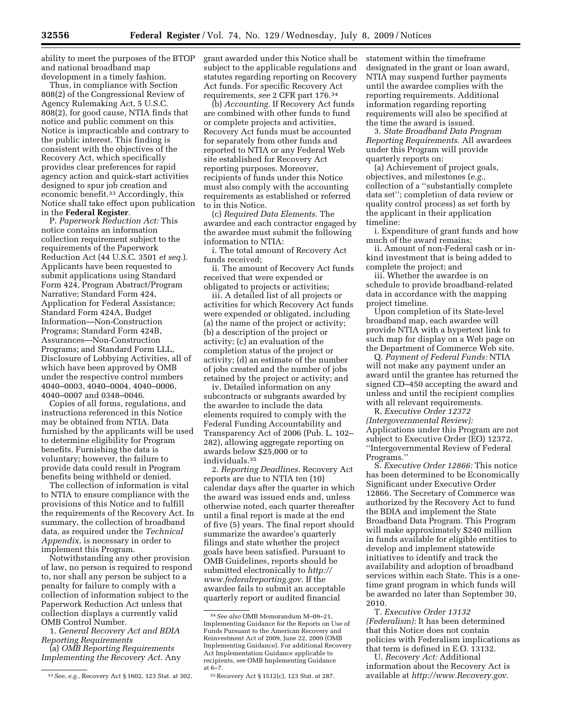ability to meet the purposes of the BTOP and national broadband map development in a timely fashion.

Thus, in compliance with Section 808(2) of the Congressional Review of Agency Rulemaking Act, 5 U.S.C. 808(2), for good cause, NTIA finds that notice and public comment on this Notice is impracticable and contrary to the public interest. This finding is consistent with the objectives of the Recovery Act, which specifically provides clear preferences for rapid agency action and quick-start activities designed to spur job creation and economic benefit.[33] Accordingly, this Notice shall take effect upon publication in the **Federal Register**.

P. *Paperwork Reduction Act:* This notice contains an information collection requirement subject to the requirements of the Paperwork Reduction Act (44 U.S.C. 3501 *et seq.*). Applicants have been requested to submit applications using Standard Form 424, Program Abstract/Program Narrative; Standard Form 424, Application for Federal Assistance; Standard Form 424A, Budget Information—Non-Construction Programs; Standard Form 424B, Assurances—Non-Construction Programs; and Standard Form LLL, Disclosure of Lobbying Activities, all of which have been approved by OMB under the respective control numbers 4040–0003, 4040–0004, 4040–0006, 4040–0007 and 0348–0046.

Copies of all forms, regulations, and instructions referenced in this Notice may be obtained from NTIA. Data furnished by the applicants will be used to determine eligibility for Program benefits. Furnishing the data is voluntary; however, the failure to provide data could result in Program benefits being withheld or denied.

The collection of information is vital to NTIA to ensure compliance with the provisions of this Notice and to fulfill the requirements of the Recovery Act. In summary, the collection of broadband data, as required under the *Technical Appendix,* is necessary in order to implement this Program.

Notwithstanding any other provision of law, no person is required to respond to, nor shall any person be subject to a penalty for failure to comply with a collection of information subject to the Paperwork Reduction Act unless that collection displays a currently valid OMB Control Number.

1. *General Recovery Act and BDIA Reporting Requirements*

(a) *OMB Reporting Requirements Implementing the Recovery Act.* Any grant awarded under this Notice shall be subject to the applicable regulations and statutes regarding reporting on Recovery Act funds. For specific Recovery Act requirements, *see* 2 CFR part 176.[34]

(b) *Accounting.* If Recovery Act funds are combined with other funds to fund or complete projects and activities, Recovery Act funds must be accounted for separately from other funds and reported to NTIA or any Federal Web site established for Recovery Act reporting purposes. Moreover, recipients of funds under this Notice must also comply with the accounting requirements as established or referred to in this Notice.

(c) *Required Data Elements.* The awardee and each contractor engaged by the awardee must submit the following information to NTIA:

i. The total amount of Recovery Act funds received;

ii. The amount of Recovery Act funds received that were expended or obligated to projects or activities;

iii. A detailed list of all projects or activities for which Recovery Act funds were expended or obligated, including (a) the name of the project or activity; (b) a description of the project or activity; (c) an evaluation of the completion status of the project or activity; (d) an estimate of the number of jobs created and the number of jobs retained by the project or activity; and

iv. Detailed information on any subcontracts or subgrants awarded by the awardee to include the data elements required to comply with the Federal Funding Accountability and Transparency Act of 2006 (Pub. L. 102–282), allowing aggregate reporting on awards below $25,000 or to individuals.[35]

2. *Reporting Deadlines.* Recovery Act reports are due to NTIA ten (10) calendar days after the quarter in which the award was issued ends and, unless otherwise noted, each quarter thereafter until a final report is made at the end of five (5) years. The final report should summarize the awardee's quarterly filings and state whether the project goals have been satisfied. Pursuant to OMB Guidelines, reports should be submitted electronically to *http://www.federalreporting.gov*. If the awardee fails to submit an acceptable quarterly report or audited financial statement within the timeframe designated in the grant or loan award, NTIA may suspend further payments until the awardee complies with the reporting requirements. Additional information regarding reporting requirements will also be specified at the time the award is issued.

3. *State Broadband Data Program Reporting Requirements.* All awardees under this Program will provide quarterly reports on:

(a) Achievement of project goals, objectives, and milestones (*e.g.,* collection of a ''substantially complete data set''; completion of data review or quality control process) as set forth by the applicant in their application timeline:

i. Expenditure of grant funds and how much of the award remains;

ii. Amount of non-Federal cash or in-kind investment that is being added to complete the project; and

iii. Whether the awardee is on schedule to provide broadband-related data in accordance with the mapping project timeline.

Upon completion of its State-level broadband map, each awardee will provide NTIA with a hypertext link to such map for display on a Web page on the Department of Commerce Web site.

Q. *Payment of Federal Funds:* NTIA will not make any payment under an award until the grantee has returned the signed CD–450 accepting the award and unless and until the recipient complies with all relevant requirements.

R. *Executive Order 12372 (Intergovernmental Review):* Applications under this Program are not subject to Executive Order (EO) 12372, ''Intergovernmental Review of Federal Programs.''

S. *Executive Order 12866:* This notice has been determined to be Economically Significant under Executive Order 12866. The Secretary of Commerce was authorized by the Recovery Act to fund the BDIA and implement the State Broadband Data Program. This Program will make approximately $240 million in funds available for eligible entities to develop and implement statewide initiatives to identify and track the availability and adoption of broadband services within each State. This is a one-time grant program in which funds will be awarded no later than September 30, 2010.

T. *Executive Order 13132 (Federalism):* It has been determined that this Notice does not contain policies with Federalism implications as that term is defined in E.O. 13132.

U. *Recovery Act:* Additional information about the Recovery Act is available at *http://www.Recovery.gov.*

---

[33] *See, e.g.,* Recovery Act § 1602, 123 Stat. at 302.

[34] *See also* OMB Memorandum M–09–21, Implementing Guidance for the Reports on Use of Funds Pursuant to the American Recovery and Reinvestment Act of 2009, June 22, 2009 (OMB Implementing Guidance). For additional Recovery Act Implementation Guidance applicable to recipients, see OMB Implementing Guidance at 6–7.

[35] Recovery Act § 1512(c), 123 Stat. at 287.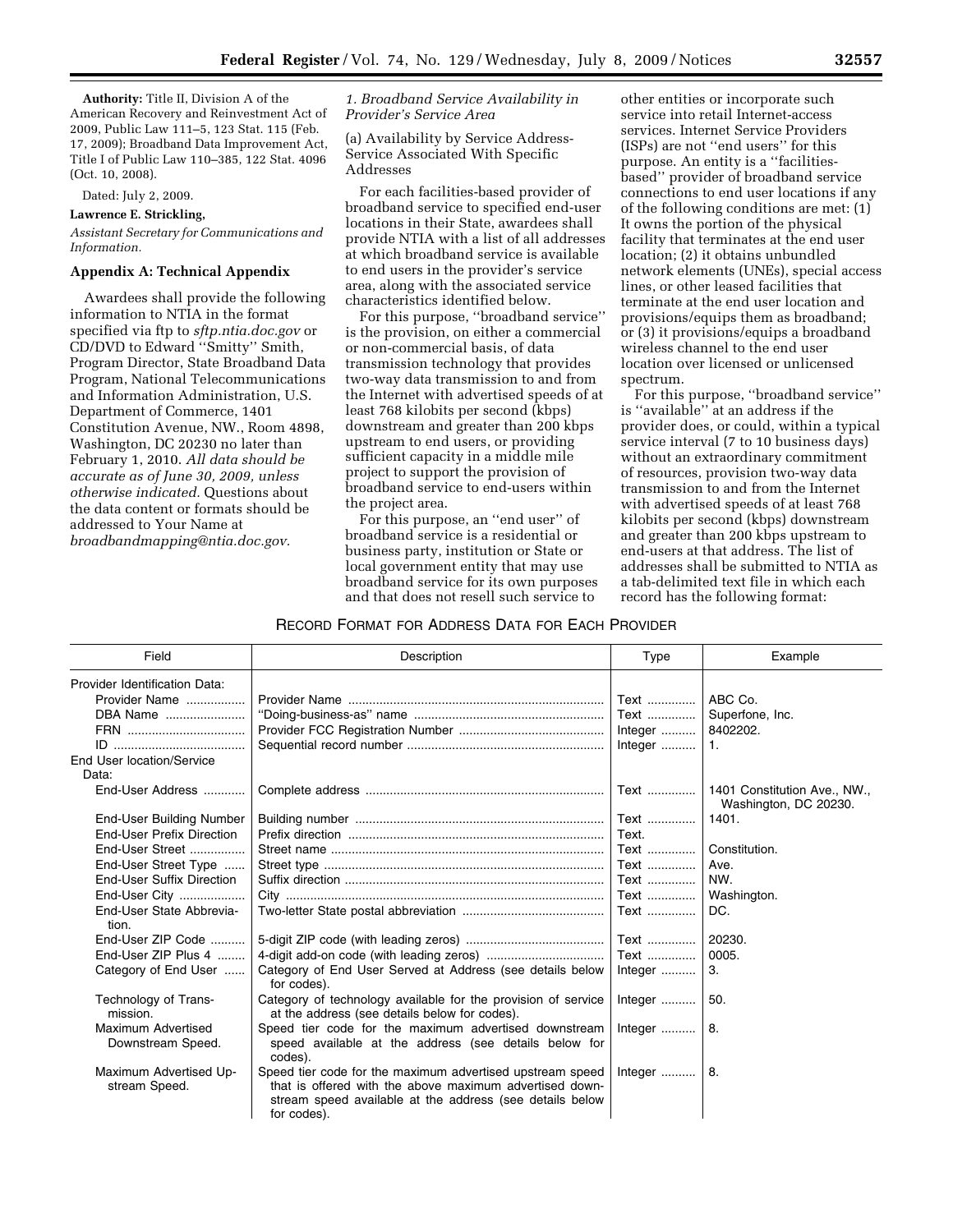**Authority:** Title II, Division A of the American Recovery and Reinvestment Act of 2009, Public Law 111–5, 123 Stat. 115 (Feb. 17, 2009); Broadband Data Improvement Act, Title I of Public Law 110–385, 122 Stat. 4096 (Oct. 10, 2008).

Dated: July 2, 2009.

**Lawrence E. Strickling,**

*Assistant Secretary for Communications and Information.*

## Appendix A: Technical Appendix

Awardees shall provide the following information to NTIA in the format specified via ftp to *sftp.ntia.doc.gov* or CD/DVD to Edward ''Smitty'' Smith, Program Director, State Broadband Data Program, National Telecommunications and Information Administration, U.S. Department of Commerce, 1401 Constitution Avenue, NW., Room 4898, Washington, DC 20230 no later than February 1, 2010. *All data should be accurate as of June 30, 2009, unless otherwise indicated.* Questions about the data content or formats should be addressed to Your Name at *broadbandmapping@ntia.doc.gov.*

### *1. Broadband Service Availability in Provider's Service Area*

(a) Availability by Service Address-Service Associated With Specific Addresses

For each facilities-based provider of broadband service to specified end-user locations in their State, awardees shall provide NTIA with a list of all addresses at which broadband service is available to end users in the provider's service area, along with the associated service characteristics identified below.

For this purpose, ''broadband service'' is the provision, on either a commercial or non-commercial basis, of data transmission technology that provides two-way data transmission to and from the Internet with advertised speeds of at least 768 kilobits per second (kbps) downstream and greater than 200 kbps upstream to end users, or providing sufficient capacity in a middle mile project to support the provision of broadband service to end-users within the project area.

For this purpose, an ''end user'' of broadband service is a residential or business party, institution or State or local government entity that may use broadband service for its own purposes and that does not resell such service to other entities or incorporate such service into retail Internet-access services. Internet Service Providers (ISPs) are not ''end users'' for this purpose. An entity is a ''facilities-based'' provider of broadband service connections to end user locations if any of the following conditions are met: (1) It owns the portion of the physical facility that terminates at the end user location; (2) it obtains unbundled network elements (UNEs), special access lines, or other leased facilities that terminate at the end user location and provisions/equips them as broadband; or (3) it provisions/equips a broadband wireless channel to the end user location over licensed or unlicensed spectrum.

For this purpose, ''broadband service'' is ''available'' at an address if the provider does, or could, within a typical service interval (7 to 10 business days) without an extraordinary commitment of resources, provision two-way data transmission to and from the Internet with advertised speeds of at least 768 kilobits per second (kbps) downstream and greater than 200 kbps upstream to end-users at that address. The list of addresses shall be submitted to NTIA as a tab-delimited text file in which each record has the following format:

RECORD FORMAT FOR ADDRESS DATA FOR EACH PROVIDER

| Field | Description | Type | Example |
|---|---|---|---|
| Provider Identification Data: | | | |
| Provider Name | Provider Name | Text | ABC Co. |
| DBA Name | ''Doing-business-as'' name | Text | Superfone, Inc. |
| FRN | Provider FCC Registration Number | Integer | 8402202. |
| ID | Sequential record number | Integer | 1. |
| End User location/Service Data: | | | |
| End-User Address | Complete address | Text | 1401 Constitution Ave., NW., Washington, DC 20230. |
| End-User Building Number | Building number | Text | 1401. |
| End-User Prefix Direction | Prefix direction | Text. | |
| End-User Street | Street name | Text | Constitution. |
| End-User Street Type | Street type | Text | Ave. |
| End-User Suffix Direction | Suffix direction | Text | NW. |
| End-User City | City | Text | Washington. |
| End-User State Abbreviation. | Two-letter State postal abbreviation | Text | DC. |
| End-User ZIP Code | 5-digit ZIP code (with leading zeros) | Text | 20230. |
| End-User ZIP Plus 4 | 4-digit add-on code (with leading zeros) | Text | 0005. |
| Category of End User | Category of End User Served at Address (see details below for codes). | Integer | 3. |
| Technology of Transmission. | Category of technology available for the provision of service at the address (see details below for codes). | Integer | 50. |
| Maximum Advertised Downstream Speed. | Speed tier code for the maximum advertised downstream speed available at the address (see details below for codes). | Integer | 8. |
| Maximum Advertised Upstream Speed. | Speed tier code for the maximum advertised upstream speed that is offered with the above maximum advertised downstream speed available at the address (see details below for codes). | Integer | 8. |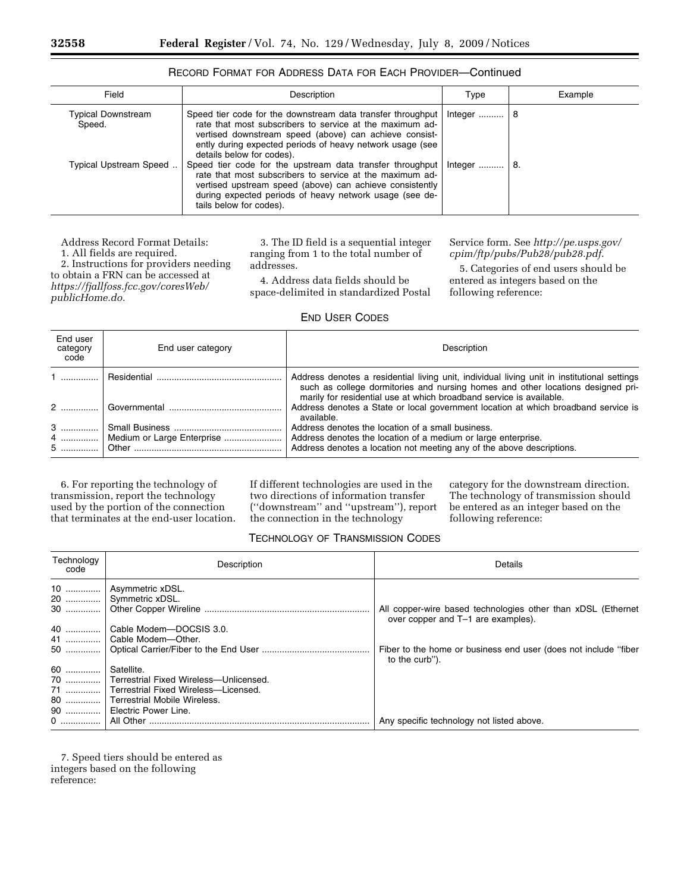RECORD FORMAT FOR ADDRESS DATA FOR EACH PROVIDER—Continued

| Field | Description | Type | Example |
| --- | --- | --- | --- |
| Typical Downstream Speed. | Speed tier code for the downstream data transfer throughput rate that most subscribers to service at the maximum advertised downstream speed (above) can achieve consistently during expected periods of heavy network usage (see details below for codes). | Integer | 8 |
| Typical Upstream Speed | Speed tier code for the upstream data transfer throughput rate that most subscribers to service at the maximum advertised upstream speed (above) can achieve consistently during expected periods of heavy network usage (see details below for codes). | Integer | 8. |

Address Record Format Details:

1. All fields are required.

2. Instructions for providers needing to obtain a FRN can be accessed at *https://fjallfoss.fcc.gov/coresWeb/publicHome.do.*

3. The ID field is a sequential integer ranging from 1 to the total number of addresses.

4. Address data fields should be space-delimited in standardized Postal Service form. See *http://pe.usps.gov/cpim/ftp/pubs/Pub28/pub28.pdf.*

5. Categories of end users should be entered as integers based on the following reference:

END USER CODES

| End user category code | End user category | Description |
| --- | --- | --- |
| 1 | Residential | Address denotes a residential living unit, individual living unit in institutional settings such as college dormitories and nursing homes and other locations designed primarily for residential use at which broadband service is available. |
| 2 | Governmental | Address denotes a State or local government location at which broadband service is available. |
| 3 | Small Business | Address denotes the location of a small business. |
| 4 | Medium or Large Enterprise | Address denotes the location of a medium or large enterprise. |
| 5 | Other | Address denotes a location not meeting any of the above descriptions. |

6. For reporting the technology of transmission, report the technology used by the portion of the connection that terminates at the end-user location. If different technologies are used in the two directions of information transfer (''downstream'' and ''upstream''), report the connection in the technology category for the downstream direction. The technology of transmission should be entered as an integer based on the following reference:

TECHNOLOGY OF TRANSMISSION CODES

| Technology code | Description | Details |
| --- | --- | --- |
| 10 | Asymmetric xDSL. | |
| 20 | Symmetric xDSL. | |
| 30 | Other Copper Wireline | All copper-wire based technologies other than xDSL (Ethernet over copper and T–1 are examples). |
| 40 | Cable Modem—DOCSIS 3.0. | |
| 41 | Cable Modem—Other. | |
| 50 | Optical Carrier/Fiber to the End User | Fiber to the home or business end user (does not include ''fiber to the curb''). |
| 60 | Satellite. | |
| 70 | Terrestrial Fixed Wireless—Unlicensed. | |
| 71 | Terrestrial Fixed Wireless—Licensed. | |
| 80 | Terrestrial Mobile Wireless. | |
| 90 | Electric Power Line. | |
| 0 | All Other | Any specific technology not listed above. |

7. Speed tiers should be entered as integers based on the following reference: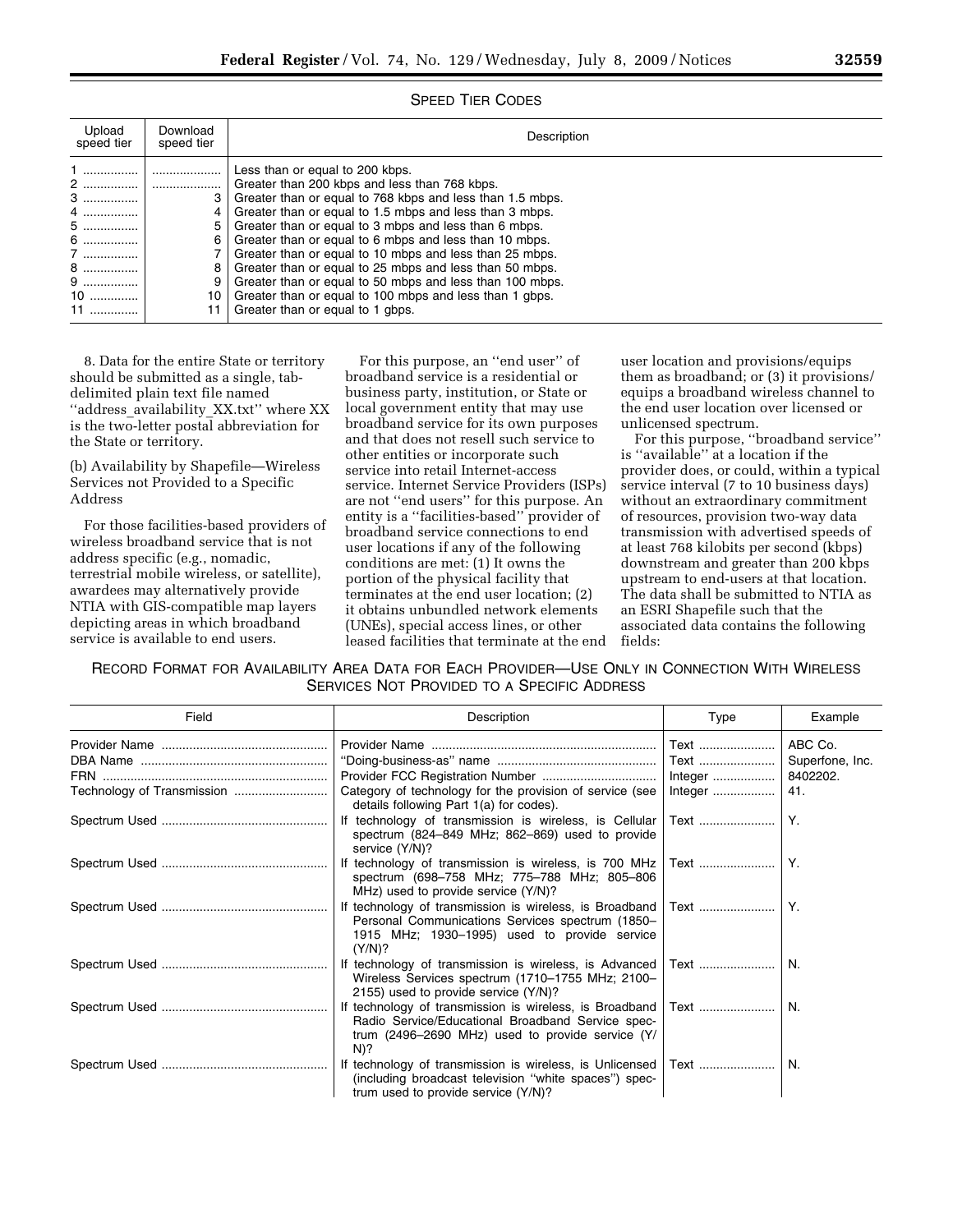SPEED TIER CODES

| Upload speed tier | Download speed tier | Description |
| --- | --- | --- |
| 1 | | Less than or equal to 200 kbps. |
| 2 | | Greater than 200 kbps and less than 768 kbps. |
| 3 | 3 | Greater than or equal to 768 kbps and less than 1.5 mbps. |
| 4 | 4 | Greater than or equal to 1.5 mbps and less than 3 mbps. |
| 5 | 5 | Greater than or equal to 3 mbps and less than 6 mbps. |
| 6 | 6 | Greater than or equal to 6 mbps and less than 10 mbps. |
| 7 | 7 | Greater than or equal to 10 mbps and less than 25 mbps. |
| 8 | 8 | Greater than or equal to 25 mbps and less than 50 mbps. |
| 9 | 9 | Greater than or equal to 50 mbps and less than 100 mbps. |
| 10 | 10 | Greater than or equal to 100 mbps and less than 1 gbps. |
| 11 | 11 | Greater than or equal to 1 gbps. |

8. Data for the entire State or territory should be submitted as a single, tab-delimited plain text file named ''address_availability_XX.txt'' where XX is the two-letter postal abbreviation for the State or territory.

(b) Availability by Shapefile—Wireless Services not Provided to a Specific Address

For those facilities-based providers of wireless broadband service that is not address specific (e.g., nomadic, terrestrial mobile wireless, or satellite), awardees may alternatively provide NTIA with GIS-compatible map layers depicting areas in which broadband service is available to end users.

For this purpose, an ''end user'' of broadband service is a residential or business party, institution, or State or local government entity that may use broadband service for its own purposes and that does not resell such service to other entities or incorporate such service into retail Internet-access service. Internet Service Providers (ISPs) are not ''end users'' for this purpose. An entity is a ''facilities-based'' provider of broadband service connections to end user locations if any of the following conditions are met: (1) It owns the portion of the physical facility that terminates at the end user location; (2) it obtains unbundled network elements (UNEs), special access lines, or other leased facilities that terminate at the end user location and provisions/equips them as broadband; or (3) it provisions/equips a broadband wireless channel to the end user location over licensed or unlicensed spectrum.

For this purpose, ''broadband service'' is ''available'' at a location if the provider does, or could, within a typical service interval (7 to 10 business days) without an extraordinary commitment of resources, provision two-way data transmission with advertised speeds of at least 768 kilobits per second (kbps) downstream and greater than 200 kbps upstream to end-users at that location. The data shall be submitted to NTIA as an ESRI Shapefile such that the associated data contains the following fields:

RECORD FORMAT FOR AVAILABILITY AREA DATA FOR EACH PROVIDER—USE ONLY IN CONNECTION WITH WIRELESS SERVICES NOT PROVIDED TO A SPECIFIC ADDRESS

| Field | Description | Type | Example |
| --- | --- | --- | --- |
| Provider Name | Provider Name | Text | ABC Co. |
| DBA Name | ''Doing-business-as'' name | Text | Superfone, Inc. |
| FRN | Provider FCC Registration Number | Integer | 8402202. |
| Technology of Transmission | Category of technology for the provision of service (see details following Part 1(a) for codes). | Integer | 41. |
| Spectrum Used | If technology of transmission is wireless, is Cellular spectrum (824–849 MHz; 862–869) used to provide service (Y/N)? | Text | Y. |
| Spectrum Used | If technology of transmission is wireless, is 700 MHz spectrum (698–758 MHz; 775–788 MHz; 805–806 MHz) used to provide service (Y/N)? | Text | Y. |
| Spectrum Used | If technology of transmission is wireless, is Broadband Personal Communications Services spectrum (1850–1915 MHz; 1930–1995) used to provide service (Y/N)? | Text | Y. |
| Spectrum Used | If technology of transmission is wireless, is Advanced Wireless Services spectrum (1710–1755 MHz; 2100–2155) used to provide service (Y/N)? | Text | N. |
| Spectrum Used | If technology of transmission is wireless, is Broadband Radio Service/Educational Broadband Service spectrum (2496–2690 MHz) used to provide service (Y/N)? | Text | N. |
| Spectrum Used | If technology of transmission is wireless, is Unlicensed (including broadcast television ''white spaces'') spectrum used to provide service (Y/N)? | Text | N. |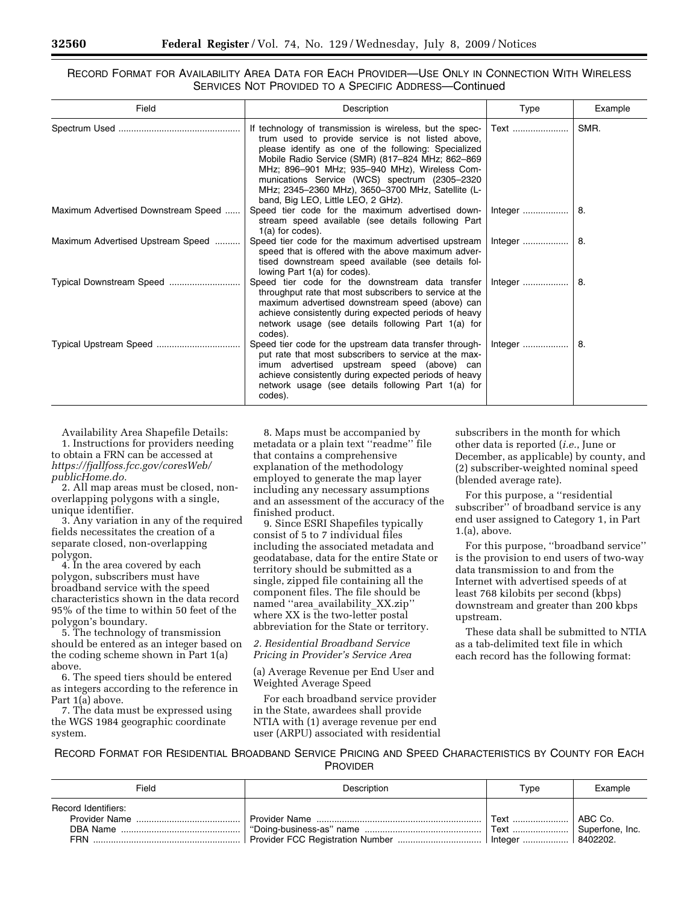RECORD FORMAT FOR AVAILABILITY AREA DATA FOR EACH PROVIDER—USE ONLY IN CONNECTION WITH WIRELESS SERVICES NOT PROVIDED TO A SPECIFIC ADDRESS—Continued

| Field | Description | Type | Example |
|---|---|---|---|
| Spectrum Used | If technology of transmission is wireless, but the spectrum used to provide service is not listed above, please identify as one of the following: Specialized Mobile Radio Service (SMR) (817–824 MHz; 862–869 MHz; 896–901 MHz; 935–940 MHz), Wireless Communications Service (WCS) spectrum (2305–2320 MHz; 2345–2360 MHz), 3650–3700 MHz, Satellite (L-band, Big LEO, Little LEO, 2 GHz). | Text | SMR. |
| Maximum Advertised Downstream Speed | Speed tier code for the maximum advertised downstream speed available (see details following Part 1(a) for codes). | Integer | 8. |
| Maximum Advertised Upstream Speed | Speed tier code for the maximum advertised upstream speed that is offered with the above maximum advertised downstream speed available (see details following Part 1(a) for codes). | Integer | 8. |
| Typical Downstream Speed | Speed tier code for the downstream data transfer throughput rate that most subscribers to service at the maximum advertised downstream speed (above) can achieve consistently during expected periods of heavy network usage (see details following Part 1(a) for codes). | Integer | 8. |
| Typical Upstream Speed | Speed tier code for the upstream data transfer throughput rate that most subscribers to service at the maximum advertised upstream speed (above) can achieve consistently during expected periods of heavy network usage (see details following Part 1(a) for codes). | Integer | 8. |

Availability Area Shapefile Details:

1. Instructions for providers needing to obtain a FRN can be accessed at *https://fjallfoss.fcc.gov/coresWeb/publicHome.do.*
2. All map areas must be closed, non-overlapping polygons with a single, unique identifier.
3. Any variation in any of the required fields necessitates the creation of a separate closed, non-overlapping polygon.
4. In the area covered by each polygon, subscribers must have broadband service with the speed characteristics shown in the data record 95% of the time to within 50 feet of the polygon's boundary.
5. The technology of transmission should be entered as an integer based on the coding scheme shown in Part 1(a) above.
6. The speed tiers should be entered as integers according to the reference in Part 1(a) above.
7. The data must be expressed using the WGS 1984 geographic coordinate system.
8. Maps must be accompanied by metadata or a plain text ''readme'' file that contains a comprehensive explanation of the methodology employed to generate the map layer including any necessary assumptions and an assessment of the accuracy of the finished product.
9. Since ESRI Shapefiles typically consist of 5 to 7 individual files including the associated metadata and geodatabase, data for the entire State or territory should be submitted as a single, zipped file containing all the component files. The file should be named ''area_availability_XX.zip'' where XX is the two-letter postal abbreviation for the State or territory.

*2. Residential Broadband Service Pricing in Provider's Service Area*

(a) Average Revenue per End User and Weighted Average Speed

For each broadband service provider in the State, awardees shall provide NTIA with (1) average revenue per end user (ARPU) associated with residential subscribers in the month for which other data is reported (*i.e.,* June or December, as applicable) by county, and (2) subscriber-weighted nominal speed (blended average rate).

For this purpose, a ''residential subscriber'' of broadband service is any end user assigned to Category 1, in Part 1.(a), above.

For this purpose, ''broadband service'' is the provision to end users of two-way data transmission to and from the Internet with advertised speeds of at least 768 kilobits per second (kbps) downstream and greater than 200 kbps upstream.

These data shall be submitted to NTIA as a tab-delimited text file in which each record has the following format:

RECORD FORMAT FOR RESIDENTIAL BROADBAND SERVICE PRICING AND SPEED CHARACTERISTICS BY COUNTY FOR EACH PROVIDER

| Field | Description | Type | Example |
|---|---|---|---|
| Record Identifiers: | | | |
| Provider Name | Provider Name | Text | ABC Co. |
| DBA Name | ''Doing-business-as'' name | Text | Superfone, Inc. |
| FRN | Provider FCC Registration Number | Integer | 8402202. |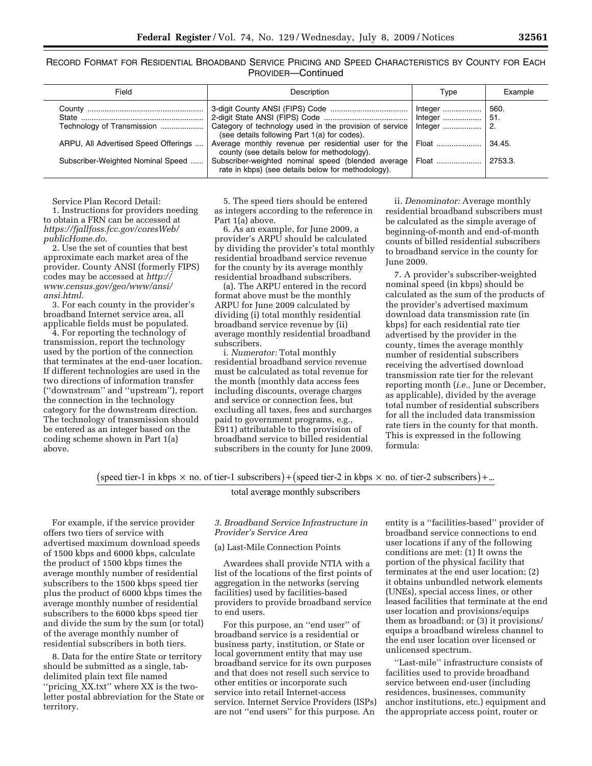RECORD FORMAT FOR RESIDENTIAL BROADBAND SERVICE PRICING AND SPEED CHARACTERISTICS BY COUNTY FOR EACH PROVIDER—Continued

| Field | Description | Type | Example |
|---|---|---|---|
| County | 3-digit County ANSI (FIPS) Code | Integer | 560. |
| State | 2-digit State ANSI (FIPS) Code | Integer | 51. |
| Technology of Transmission | Category of technology used in the provision of service (see details following Part 1(a) for codes). | Integer | 2. |
| ARPU, All Advertised Speed Offerings | Average monthly revenue per residential user for the county (see details below for methodology). | Float | 34.45. |
| Subscriber-Weighted Nominal Speed | Subscriber-weighted nominal speed (blended average rate in kbps) (see details below for methodology). | Float | 2753.3. |

Service Plan Record Detail:

1. Instructions for providers needing to obtain a FRN can be accessed at *https://fjallfoss.fcc.gov/coresWeb/publicHome.do*.

2. Use the set of counties that best approximate each market area of the provider. County ANSI (formerly FIPS) codes may be accessed at *http://www.census.gov/geo/www/ansi/ansi.html*.

3. For each county in the provider's broadband Internet service area, all applicable fields must be populated.

4. For reporting the technology of transmission, report the technology used by the portion of the connection that terminates at the end-user location. If different technologies are used in the two directions of information transfer (''downstream'' and ''upstream''), report the connection in the technology category for the downstream direction. The technology of transmission should be entered as an integer based on the coding scheme shown in Part 1(a) above.

5. The speed tiers should be entered as integers according to the reference in Part 1(a) above.

6. As an example, for June 2009, a provider's ARPU should be calculated by dividing the provider's total monthly residential broadband service revenue for the county by its average monthly residential broadband subscribers.

(a). The ARPU entered in the record format above must be the monthly ARPU for June 2009 calculated by dividing (i) total monthly residential broadband service revenue by (ii) average monthly residential broadband subscribers.

i. *Numerator:* Total monthly residential broadband service revenue must be calculated as total revenue for the month (monthly data access fees including discounts, overage charges and service or connection fees, but excluding all taxes, fees and surcharges paid to government programs, e.g., E911) attributable to the provision of broadband service to billed residential subscribers in the county for June 2009.

ii. *Denominator:* Average monthly residential broadband subscribers must be calculated as the simple average of beginning-of-month and end-of-month counts of billed residential subscribers to broadband service in the county for June 2009.

7. A provider's subscriber-weighted nominal speed (in kbps) should be calculated as the sum of the products of the provider's advertised maximum download data transmission rate (in kbps) for each residential rate tier advertised by the provider in the county, times the average monthly number of residential subscribers receiving the advertised download transmission rate tier for the relevant reporting month (*i.e.,* June or December, as applicable), divided by the average total number of residential subscribers for all the included data transmission rate tiers in the county for that month. This is expressed in the following formula:

$$\frac{(\text{speed tier-1 in kbps} \times \text{no. of tier-1 subscribers}) + (\text{speed tier-2 in kbps} \times \text{no. of tier-2 subscribers}) + \ldots}{\text{total average monthly subscribers}}$$

For example, if the service provider offers two tiers of service with advertised maximum download speeds of 1500 kbps and 6000 kbps, calculate the product of 1500 kbps times the average monthly number of residential subscribers to the 1500 kbps speed tier plus the product of 6000 kbps times the average monthly number of residential subscribers to the 6000 kbps speed tier and divide the sum by the sum (or total) of the average monthly number of residential subscribers in both tiers.

8. Data for the entire State or territory should be submitted as a single, tab-delimited plain text file named ''pricing_XX.txt'' where XX is the two-letter postal abbreviation for the State or territory.

### *3. Broadband Service Infrastructure in Provider's Service Area*

(a) Last-Mile Connection Points

Awardees shall provide NTIA with a list of the locations of the first points of aggregation in the networks (serving facilities) used by facilities-based providers to provide broadband service to end users.

For this purpose, an ''end user'' of broadband service is a residential or business party, institution, or State or local government entity that may use broadband service for its own purposes and that does not resell such service to other entities or incorporate such service into retail Internet-access service. Internet Service Providers (ISPs) are not ''end users'' for this purpose. An entity is a ''facilities-based'' provider of broadband service connections to end user locations if any of the following conditions are met: (1) It owns the portion of the physical facility that terminates at the end user location; (2) it obtains unbundled network elements (UNEs), special access lines, or other leased facilities that terminate at the end user location and provisions/equips them as broadband; or (3) it provisions/equips a broadband wireless channel to the end user location over licensed or unlicensed spectrum.

''Last-mile'' infrastructure consists of facilities used to provide broadband service between end-user (including residences, businesses, community anchor institutions, etc.) equipment and the appropriate access point, router or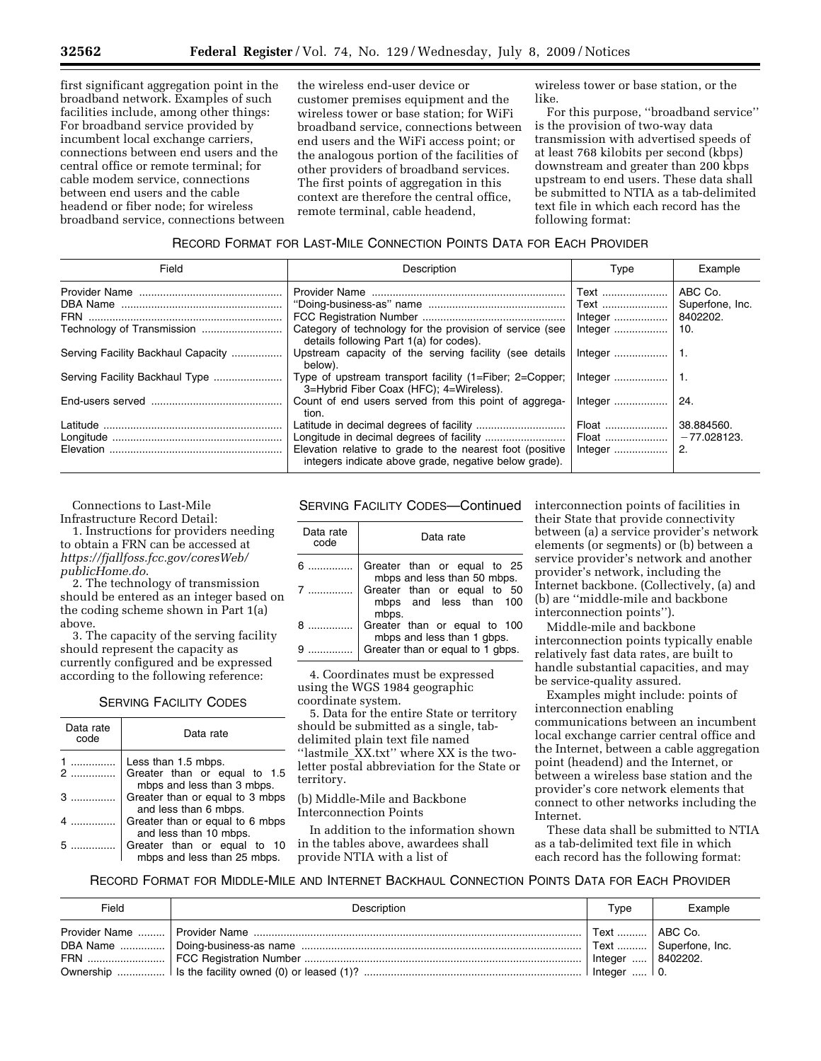first significant aggregation point in the broadband network. Examples of such facilities include, among other things: For broadband service provided by incumbent local exchange carriers, connections between end users and the central office or remote terminal; for cable modem service, connections between end users and the cable headend or fiber node; for wireless broadband service, connections between the wireless end-user device or customer premises equipment and the wireless tower or base station; for WiFi broadband service, connections between end users and the WiFi access point; or the analogous portion of the facilities of other providers of broadband services. The first points of aggregation in this context are therefore the central office, remote terminal, cable headend, wireless tower or base station, or the like.

For this purpose, ''broadband service'' is the provision of two-way data transmission with advertised speeds of at least 768 kilobits per second (kbps) downstream and greater than 200 kbps upstream to end users. These data shall be submitted to NTIA as a tab-delimited text file in which each record has the following format:

RECORD FORMAT FOR LAST-MILE CONNECTION POINTS DATA FOR EACH PROVIDER

| Field | Description | Type | Example |
|---|---|---|---|
| Provider Name | Provider Name | Text | ABC Co. |
| DBA Name | ''Doing-business-as'' name | Text | Superfone, Inc. |
| FRN | FCC Registration Number | Integer | 8402202. |
| Technology of Transmission | Category of technology for the provision of service (see details following Part 1(a) for codes). | Integer | 10. |
| Serving Facility Backhaul Capacity | Upstream capacity of the serving facility (see details below). | Integer | 1. |
| Serving Facility Backhaul Type | Type of upstream transport facility (1=Fiber; 2=Copper; 3=Hybrid Fiber Coax (HFC); 4=Wireless). | Integer | 1. |
| End-users served | Count of end users served from this point of aggregation. | Integer | 24. |
| Latitude | Latitude in decimal degrees of facility | Float | 38.884560. |
| Longitude | Longitude in decimal degrees of facility | Float | −77.028123. |
| Elevation | Elevation relative to grade to the nearest foot (positive integers indicate above grade, negative below grade). | Integer | 2. |

Connections to Last-Mile Infrastructure Record Detail:

1. Instructions for providers needing to obtain a FRN can be accessed at *https://fjallfoss.fcc.gov/coresWeb/publicHome.do*.

2. The technology of transmission should be entered as an integer based on the coding scheme shown in Part 1(a) above.

3. The capacity of the serving facility should represent the capacity as currently configured and be expressed according to the following reference:

SERVING FACILITY CODES

| Data rate code | Data rate |
|---|---|
| 1 | Less than 1.5 mbps. |
| 2 | Greater than or equal to 1.5 mbps and less than 3 mbps. |
| 3 | Greater than or equal to 3 mbps and less than 6 mbps. |
| 4 | Greater than or equal to 6 mbps and less than 10 mbps. |
| 5 | Greater than or equal to 10 mbps and less than 25 mbps. |
| 6 | Greater than or equal to 25 mbps and less than 50 mbps. |
| 7 | Greater than or equal to 50 mbps and less than 100 mbps. |
| 8 | Greater than or equal to 100 mbps and less than 1 gbps. |
| 9 | Greater than or equal to 1 gbps. |

4. Coordinates must be expressed using the WGS 1984 geographic coordinate system.

5. Data for the entire State or territory should be submitted as a single, tab-delimited plain text file named ''lastmile_XX.txt'' where XX is the two-letter postal abbreviation for the State or territory.

(b) Middle-Mile and Backbone Interconnection Points

In addition to the information shown in the tables above, awardees shall provide NTIA with a list of interconnection points of facilities in their State that provide connectivity between (a) a service provider's network elements (or segments) or (b) between a service provider's network and another provider's network, including the Internet backbone. (Collectively, (a) and (b) are ''middle-mile and backbone interconnection points'').

Middle-mile and backbone interconnection points typically enable relatively fast data rates, are built to handle substantial capacities, and may be service-quality assured.

Examples might include: points of interconnection enabling communications between an incumbent local exchange carrier central office and the Internet, between a cable aggregation point (headend) and the Internet, or between a wireless base station and the provider's core network elements that connect to other networks including the Internet.

These data shall be submitted to NTIA as a tab-delimited text file in which each record has the following format:

RECORD FORMAT FOR MIDDLE-MILE AND INTERNET BACKHAUL CONNECTION POINTS DATA FOR EACH PROVIDER

| Field | Description | Type | Example |
|---|---|---|---|
| Provider Name | Provider Name | Text | ABC Co. |
| DBA Name | Doing-business-as name | Text | Superfone, Inc. |
| FRN | FCC Registration Number | Integer | 8402202. |
| Ownership | Is the facility owned (0) or leased (1)? | Integer | 0. |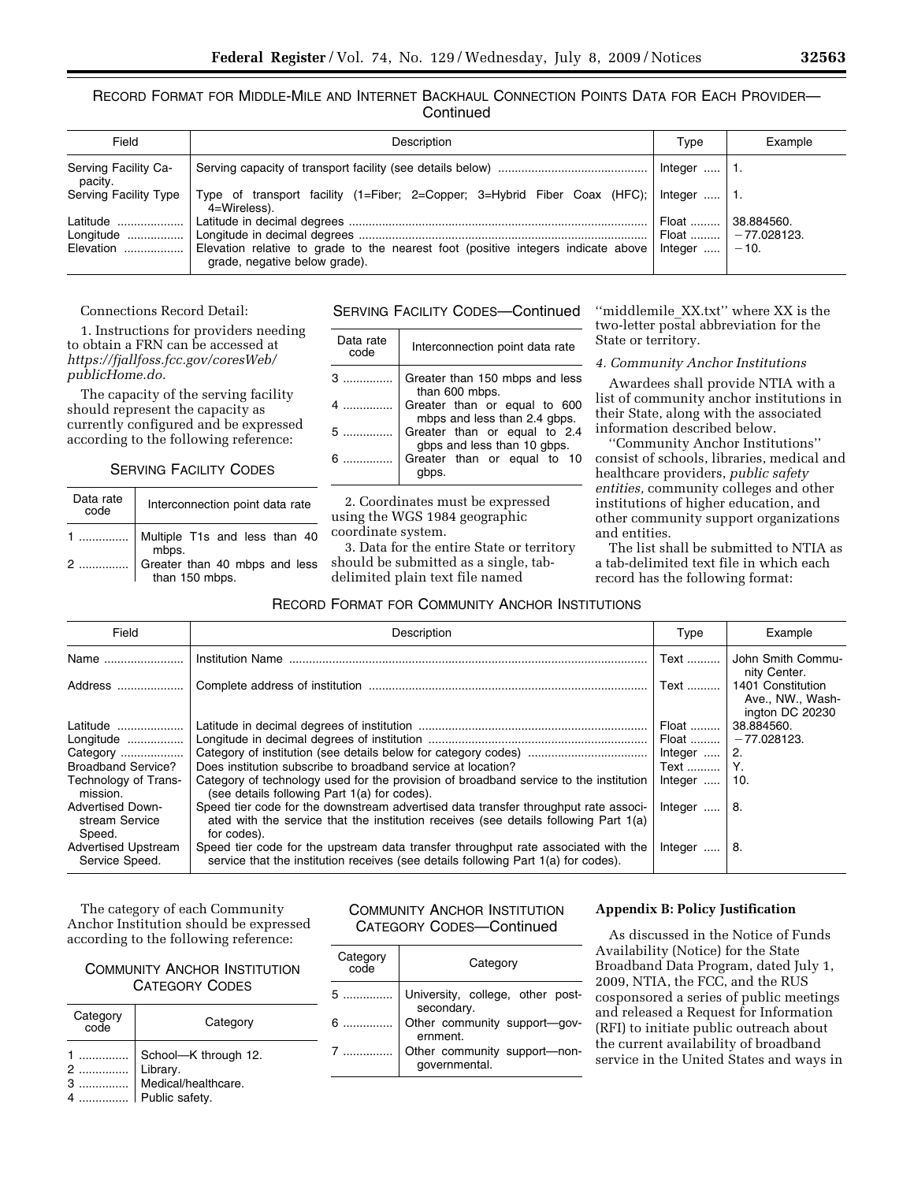RECORD FORMAT FOR MIDDLE-MILE AND INTERNET BACKHAUL CONNECTION POINTS DATA FOR EACH PROVIDER—Continued

| Field | Description | Type | Example |
|---|---|---|---|
| Serving Facility Capacity. | Serving capacity of transport facility (see details below) | Integer | 1. |
| Serving Facility Type | Type of transport facility (1=Fiber; 2=Copper; 3=Hybrid Fiber Coax (HFC); 4=Wireless). | Integer | 1. |
| Latitude | Latitude in decimal degrees | Float | 38.884560. |
| Longitude | Longitude in decimal degrees | Float | −77.028123. |
| Elevation | Elevation relative to grade to the nearest foot (positive integers indicate above grade, negative below grade). | Integer | −10. |

Connections Record Detail:

1. Instructions for providers needing to obtain a FRN can be accessed at *https://fjallfoss.fcc.gov/coresWeb/publicHome.do.*

The capacity of the serving facility should represent the capacity as currently configured and be expressed according to the following reference:

SERVING FACILITY CODES

| Data rate code | Interconnection point data rate |
|---|---|
| 1 | Multiple T1s and less than 40 mbps. |
| 2 | Greater than 40 mbps and less than 150 mbps. |
| 3 | Greater than 150 mbps and less than 600 mbps. |
| 4 | Greater than or equal to 600 mbps and less than 2.4 gbps. |
| 5 | Greater than or equal to 2.4 gbps and less than 10 gbps. |
| 6 | Greater than or equal to 10 gbps. |

2. Coordinates must be expressed using the WGS 1984 geographic coordinate system.

3. Data for the entire State or territory should be submitted as a single, tab-delimited plain text file named ''middlemile_XX.txt'' where XX is the two-letter postal abbreviation for the State or territory.

*4. Community Anchor Institutions*

Awardees shall provide NTIA with a list of community anchor institutions in their State, along with the associated information described below.

''Community Anchor Institutions'' consist of schools, libraries, medical and healthcare providers, *public safety entities,* community colleges and other institutions of higher education, and other community support organizations and entities.

The list shall be submitted to NTIA as a tab-delimited text file in which each record has the following format:

RECORD FORMAT FOR COMMUNITY ANCHOR INSTITUTIONS

| Field | Description | Type | Example |
|---|---|---|---|
| Name | Institution Name | Text | John Smith Community Center. |
| Address | Complete address of institution | Text | 1401 Constitution Ave., NW., Washington DC 20230 |
| Latitude | Latitude in decimal degrees of institution | Float | 38.884560. |
| Longitude | Longitude in decimal degrees of institution | Float | −77.028123. |
| Category | Category of institution (see details below for category codes) | Integer | 2. |
| Broadband Service? | Does institution subscribe to broadband service at location? | Text | Y. |
| Technology of Transmission. | Category of technology used for the provision of broadband service to the institution (see details following Part 1(a) for codes). | Integer | 10. |
| Advertised Downstream Service Speed. | Speed tier code for the downstream advertised data transfer throughput rate associated with the service that the institution receives (see details following Part 1(a) for codes). | Integer | 8. |
| Advertised Upstream Service Speed. | Speed tier code for the upstream data transfer throughput rate associated with the service that the institution receives (see details following Part 1(a) for codes). | Integer | 8. |

The category of each Community Anchor Institution should be expressed according to the following reference:

COMMUNITY ANCHOR INSTITUTION CATEGORY CODES

| Category code | Category |
|---|---|
| 1 | School—K through 12. |
| 2 | Library. |
| 3 | Medical/healthcare. |
| 4 | Public safety. |
| 5 | University, college, other post-secondary. |
| 6 | Other community support—government. |
| 7 | Other community support—non-governmental. |

**Appendix B: Policy Justification**

As discussed in the Notice of Funds Availability (Notice) for the State Broadband Data Program, dated July 1, 2009, NTIA, the FCC, and the RUS cosponsored a series of public meetings and released a Request for Information (RFI) to initiate public outreach about the current availability of broadband service in the United States and ways in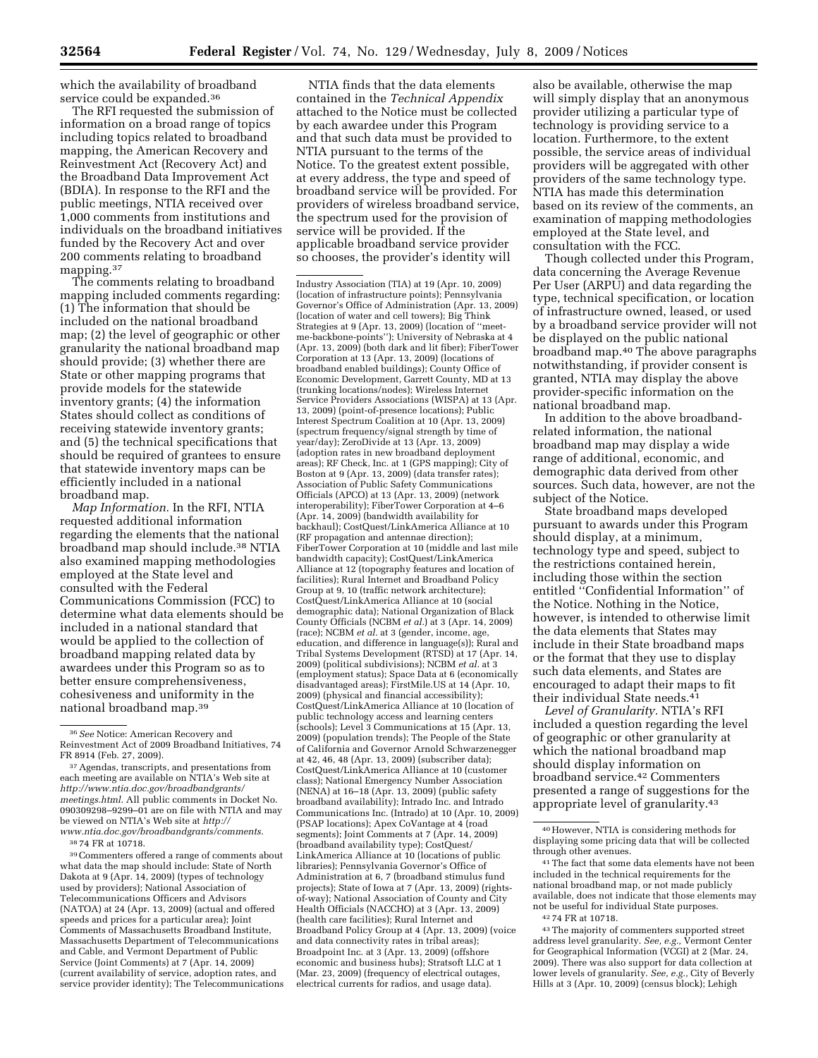which the availability of broadband service could be expanded.[36]

The RFI requested the submission of information on a broad range of topics including topics related to broadband mapping, the American Recovery and Reinvestment Act (Recovery Act) and the Broadband Data Improvement Act (BDIA). In response to the RFI and the public meetings, NTIA received over 1,000 comments from institutions and individuals on the broadband initiatives funded by the Recovery Act and over 200 comments relating to broadband mapping.[37]

The comments relating to broadband mapping included comments regarding: (1) The information that should be included on the national broadband map; (2) the level of geographic or other granularity the national broadband map should provide; (3) whether there are State or other mapping programs that provide models for the statewide inventory grants; (4) the information States should collect as conditions of receiving statewide inventory grants; and (5) the technical specifications that should be required of grantees to ensure that statewide inventory maps can be efficiently included in a national broadband map.

*Map Information.* In the RFI, NTIA requested additional information regarding the elements that the national broadband map should include.[38] NTIA also examined mapping methodologies employed at the State level and consulted with the Federal Communications Commission (FCC) to determine what data elements should be included in a national standard that would be applied to the collection of broadband mapping related data by awardees under this Program so as to better ensure comprehensiveness, cohesiveness and uniformity in the national broadband map.[39]

NTIA finds that the data elements contained in the *Technical Appendix* attached to the Notice must be collected by each awardee under this Program and that such data must be provided to NTIA pursuant to the terms of the Notice. To the greatest extent possible, at every address, the type and speed of broadband service will be provided. For providers of wireless broadband service, the spectrum used for the provision of service will be provided. If the applicable broadband service provider so chooses, the provider's identity will also be available, otherwise the map will simply display that an anonymous provider utilizing a particular type of technology is providing service to a location. Furthermore, to the extent possible, the service areas of individual providers will be aggregated with other providers of the same technology type. NTIA has made this determination based on its review of the comments, an examination of mapping methodologies employed at the State level, and consultation with the FCC.

Though collected under this Program, data concerning the Average Revenue Per User (ARPU) and data regarding the type, technical specification, or location of infrastructure owned, leased, or used by a broadband service provider will not be displayed on the public national broadband map.[40] The above paragraphs notwithstanding, if provider consent is granted, NTIA may display the above provider-specific information on the national broadband map.

In addition to the above broadband-related information, the national broadband map may display a wide range of additional, economic, and demographic data derived from other sources. Such data, however, are not the subject of the Notice.

State broadband maps developed pursuant to awards under this Program should display, at a minimum, technology type and speed, subject to the restrictions contained herein, including those within the section entitled ''Confidential Information'' of the Notice. Nothing in the Notice, however, is intended to otherwise limit the data elements that States may include in their State broadband maps or the format that they use to display such data elements, and States are encouraged to adapt their maps to fit their individual State needs.[41]

*Level of Granularity.* NTIA's RFI included a question regarding the level of geographic or other granularity at which the national broadband map should display information on broadband service.[42] Commenters presented a range of suggestions for the appropriate level of granularity.[43]

---

[36] *See* Notice: American Recovery and Reinvestment Act of 2009 Broadband Initiatives, 74 FR 8914 (Feb. 27, 2009).

[37] Agendas, transcripts, and presentations from each meeting are available on NTIA's Web site at *http://www.ntia.doc.gov/broadbandgrants/meetings.html.* All public comments in Docket No. 090309298–9299–01 are on file with NTIA and may be viewed on NTIA's Web site at *http://www.ntia.doc.gov/broadbandgrants/comments.*

[38] 74 FR at 10718.

[39] Commenters offered a range of comments about what data the map should include: State of North Dakota at 9 (Apr. 14, 2009) (types of technology used by providers); National Association of Telecommunications Officers and Advisors (NATOA) at 24 (Apr. 13, 2009) (actual and offered speeds and prices for a particular area); Joint Comments of Massachusetts Broadband Institute, Massachusetts Department of Telecommunications and Cable, and Vermont Department of Public Service (Joint Comments) at 7 (Apr. 14, 2009) (current availability of service, adoption rates, and service provider identity); The Telecommunications Industry Association (TIA) at 19 (Apr. 10, 2009) (location of infrastructure points); Pennsylvania Governor's Office of Administration (Apr. 13, 2009) (location of water and cell towers); Big Think Strategies at 9 (Apr. 13, 2009) (location of ''meet-me-backbone-points''); University of Nebraska at 4 (Apr. 13, 2009) (both dark and lit fiber); FiberTower Corporation at 13 (Apr. 13, 2009) (locations of broadband enabled buildings); County Office of Economic Development, Garrett County, MD at 13 (trunking locations/nodes); Wireless Internet Service Providers Associations (WISPA) at 13 (Apr. 13, 2009) (point-of-presence locations); Public Interest Spectrum Coalition at 10 (Apr. 13, 2009) (spectrum frequency/signal strength by time of year/day); ZeroDivide at 13 (Apr. 13, 2009) (adoption rates in new broadband deployment areas); RF Check, Inc. at 1 (GPS mapping); City of Boston at 9 (Apr. 13, 2009) (data transfer rates); Association of Public Safety Communications Officials (APCO) at 13 (Apr. 13, 2009) (network interoperability); FiberTower Corporation at 4–6 (Apr. 14, 2009) (bandwidth availability for backhaul); CostQuest/LinkAmerica Alliance at 10 (RF propagation and antennae direction); FiberTower Corporation at 10 (middle and last mile bandwidth capacity); CostQuest/LinkAmerica Alliance at 12 (topography features and location of facilities); Rural Internet and Broadband Policy Group at 9, 10 (traffic network architecture); CostQuest/LinkAmerica Alliance at 10 (social demographic data); National Organization of Black County Officials (NCBM *et al.*) at 3 (Apr. 14, 2009) (race); NCBM *et al.* at 3 (gender, income, age, education, and difference in language(s)); Rural and Tribal Systems Development (RTSD) at 17 (Apr. 14, 2009) (political subdivisions); NCBM *et al.* at 3 (employment status); Space Data at 6 (economically disadvantaged areas); FirstMile.US at 14 (Apr. 10, 2009) (physical and financial accessibility); CostQuest/LinkAmerica Alliance at 10 (location of public technology access and learning centers (schools); Level 3 Communications at 15 (Apr. 13, 2009) (population trends); The People of the State of California and Governor Arnold Schwarzenegger at 42, 46, 48 (Apr. 13, 2009) (subscriber data); CostQuest/LinkAmerica Alliance at 10 (customer class); National Emergency Number Association (NENA) at 16–18 (Apr. 13, 2009) (public safety broadband availability); Intrado Inc. and Intrado Communications Inc. (Intrado) at 10 (Apr. 10, 2009) (PSAP locations); Apex CoVantage at 4 (road segments); Joint Comments at 7 (Apr. 14, 2009) (broadband availability type); CostQuest/LinkAmerica Alliance at 10 (locations of public libraries); Pennsylvania Governor's Office of Administration at 6, 7 (broadband stimulus fund projects); State of Iowa at 7 (Apr. 13, 2009) (rights-of-way); National Association of County and City Health Officials (NACCHO) at 3 (Apr. 13, 2009) (health care facilities); Rural Internet and Broadband Policy Group at 4 (Apr. 13, 2009) (voice and data connectivity rates in tribal areas); Broadpoint Inc. at 3 (Apr. 13, 2009) (offshore economic and business hubs); Stratsoft LLC at 1 (Mar. 23, 2009) (frequency of electrical outages, electrical currents for radios, and usage data).

[40] However, NTIA is considering methods for displaying some pricing data that will be collected through other avenues.

[41] The fact that some data elements have not been included in the technical requirements for the national broadband map, or not made publicly available, does not indicate that those elements may not be useful for individual State purposes.

[42] 74 FR at 10718.

[43] The majority of commenters supported street address level granularity. *See, e.g.,* Vermont Center for Geographical Information (VCGI) at 2 (Mar. 24, 2009). There was also support for data collection at lower levels of granularity. *See, e.g.,* City of Beverly Hills at 3 (Apr. 10, 2009) (census block); Lehigh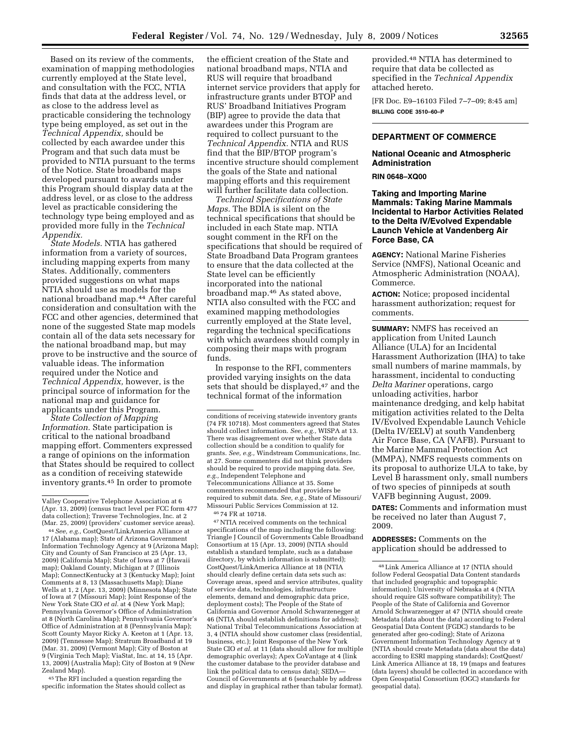Based on its review of the comments, examination of mapping methodologies currently employed at the State level, and consultation with the FCC, NTIA finds that data at the address level, or as close to the address level as practicable considering the technology type being employed, as set out in the *Technical Appendix,* should be collected by each awardee under this Program and that such data must be provided to NTIA pursuant to the terms of the Notice. State broadband maps developed pursuant to awards under this Program should display data at the address level, or as close to the address level as practicable considering the technology type being employed and as provided more fully in the *Technical Appendix.*

*State Models.* NTIA has gathered information from a variety of sources, including mapping experts from many States. Additionally, commenters provided suggestions on what maps NTIA should use as models for the national broadband map.[44] After careful consideration and consultation with the FCC and other agencies, determined that none of the suggested State map models contain all of the data sets necessary for the national broadband map, but may prove to be instructive and the source of valuable ideas. The information required under the Notice and *Technical Appendix,* however, is the principal source of information for the national map and guidance for applicants under this Program.

*State Collection of Mapping Information.* State participation is critical to the national broadband mapping effort. Commenters expressed a range of opinions on the information that States should be required to collect as a condition of receiving statewide inventory grants.[45] In order to promote the efficient creation of the State and national broadband maps, NTIA and RUS will require that broadband internet service providers that apply for infrastructure grants under BTOP and RUS' Broadband Initiatives Program (BIP) agree to provide the data that awardees under this Program are required to collect pursuant to the *Technical Appendix.* NTIA and RUS find that the BIP/BTOP program's incentive structure should complement the goals of the State and national mapping efforts and this requirement will further facilitate data collection.

*Technical Specifications of State Maps.* The BDIA is silent on the technical specifications that should be included in each State map. NTIA sought comment in the RFI on the specifications that should be required of State Broadband Data Program grantees to ensure that the data collected at the State level can be efficiently incorporated into the national broadband map.[46] As stated above, NTIA also consulted with the FCC and examined mapping methodologies currently employed at the State level, regarding the technical specifications with which awardees should comply in composing their maps with program funds.

In response to the RFI, commenters provided varying insights on the data sets that should be displayed,[47] and the technical format of the information provided.[48] NTIA has determined to require that data be collected as specified in the *Technical Appendix* attached hereto.

[FR Doc. E9–16103 Filed 7–7–09; 8:45 am]

**BILLING CODE 3510–60–P**

---

Valley Cooperative Telephone Association at 6 (Apr. 13, 2009) (census tract level per FCC form 477 data collection); Traverse Technologies, Inc. at 2 (Mar. 25, 2009) (providers' customer service areas).

[44] *See, e.g.,* CostQuest/LinkAmerica Alliance at 17 (Alabama map); State of Arizona Government Information Technology Agency at 9 (Arizona Map); City and County of San Francisco at 25 (Apr. 13, 2009) (California Map); State of Iowa at 7 (Hawaii map); Oakland County, Michigan at 7 (Illinois Map); ConnectKentucky at 3 (Kentucky Map); Joint Comments at 8, 13 (Massachusetts Map); Diane Wells at 1, 2 (Apr. 13, 2009) (Minnesota Map); State of Iowa at 7 (Missouri Map); Joint Response of the New York State CIO *et al.* at 4 (New York Map); Pennsylvania Governor's Office of Administration at 8 (North Carolina Map); Pennsylvania Governor's Office of Administration at 8 (Pennsylvania Map); Scott County Mayor Ricky A. Keeton at 1 (Apr. 13, 2009) (Tennessee Map); Stratrum Broadband at 19 (Mar. 31, 2009) (Vermont Map); City of Boston at 9 (Virginia Tech Map); ViaStat, Inc. at 14, 15 (Apr. 13, 2009) (Australia Map); City of Boston at 9 (New Zealand Map).

[45] The RFI included a question regarding the specific information the States should collect as conditions of receiving statewide inventory grants (74 FR 10718). Most commenters agreed that States should collect information. *See, e.g.,* WISPA at 13. There was disagreement over whether State data collection should be a condition to qualify for grants. *See, e.g.,* Windstream Communications, Inc. at 27. Some commenters did not think providers should be required to provide mapping data. *See, e.g.,* Independent Telephone and Telecommunications Alliance at 35. Some commenters recommended that providers be required to submit data. *See, e.g.,* State of Missouri/Missouri Public Services Commission at 12.

[46] 74 FR at 10718.

[47] NTIA received comments on the technical specifications of the map including the following: Triangle J Council of Governments Cable Broadband Consortium at 15 (Apr. 13, 2009) (NTIA should establish a standard template, such as a database directory, by which information is submitted); CostQuest/LinkAmerica Alliance at 18 (NTIA should clearly define certain data sets such as: Coverage areas, speed and service attributes, quality of service data, technologies, infrastructure elements, demand and demographic data price, deployment costs); The People of the State of California and Governor Arnold Schwarzenegger at 46 (NTIA should establish definitions for address); National Tribal Telecommunications Association at 3, 4 (NTIA should show customer class (residential, business, etc.); Joint Response of the New York State CIO *et al.* at 11 (data should allow for multiple demographic overlays); Apex CoVantage at 4 (link the customer database to the provider database and link the political data to census data); SEDA—Council of Governments at 6 (searchable by address and display in graphical rather than tabular format).

[48] Link America Alliance at 17 (NTIA should follow Federal Geospatial Data Content standards that included geographic and topographic information); University of Nebraska at 4 (NTIA should require GIS software compatibility); The People of the State of California and Governor Arnold Schwarzenegger at 47 (NTIA should create Metadata (data about the data) according to Federal Geospatial Data Content (FGDC) standards to be generated after geo-coding); State of Arizona Government Information Technology Agency at 9 (NTIA should create Metadata (data about the data) according to ESRI mapping standards); CostQuest/Link America Alliance at 18, 19 (maps and features (data layers) should be collected in accordance with Open Geospatial Consortium (OGC) standards for geospatial data).

---

## DEPARTMENT OF COMMERCE

### National Oceanic and Atmospheric Administration

**RIN 0648–XQ00**

### Taking and Importing Marine Mammals: Taking Marine Mammals Incidental to Harbor Activities Related to the Delta IV/Evolved Expendable Launch Vehicle at Vandenberg Air Force Base, CA

**AGENCY:** National Marine Fisheries Service (NMFS), National Oceanic and Atmospheric Administration (NOAA), Commerce.

**ACTION:** Notice; proposed incidental harassment authorization; request for comments.

**SUMMARY:** NMFS has received an application from United Launch Alliance (ULA) for an Incidental Harassment Authorization (IHA) to take small numbers of marine mammals, by harassment, incidental to conducting *Delta Mariner* operations, cargo unloading activities, harbor maintenance dredging, and kelp habitat mitigation activities related to the Delta IV/Evolved Expendable Launch Vehicle (Delta IV/EELV) at south Vandenberg Air Force Base, CA (VAFB). Pursuant to the Marine Mammal Protection Act (MMPA), NMFS requests comments on its proposal to authorize ULA to take, by Level B harassment only, small numbers of two species of pinnipeds at south VAFB beginning August, 2009.

**DATES:** Comments and information must be received no later than August 7, 2009.

**ADDRESSES:** Comments on the application should be addressed to